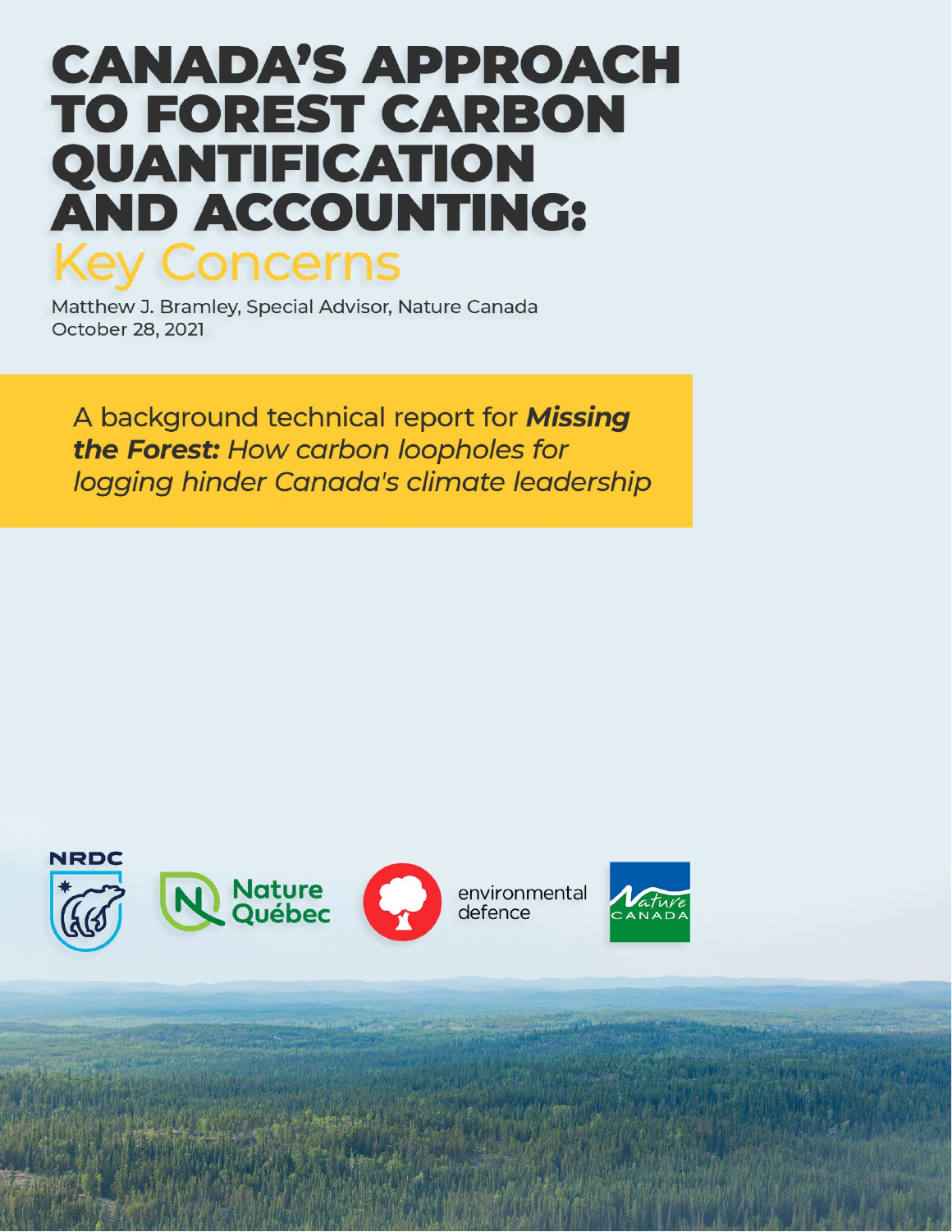# CANADA'S APPROACH TO FOREST CARBON QUANTIFICATION AND ACCOUNTING: Key Concerns

Matthew J. Bramley, Special Advisor, Nature Canada
October 28, 2021

A background technical report for ***Missing the Forest:*** *How carbon loopholes for logging hinder Canada's climate leadership*

NRDC

Nature Québec

environmental defence

Nature CANADA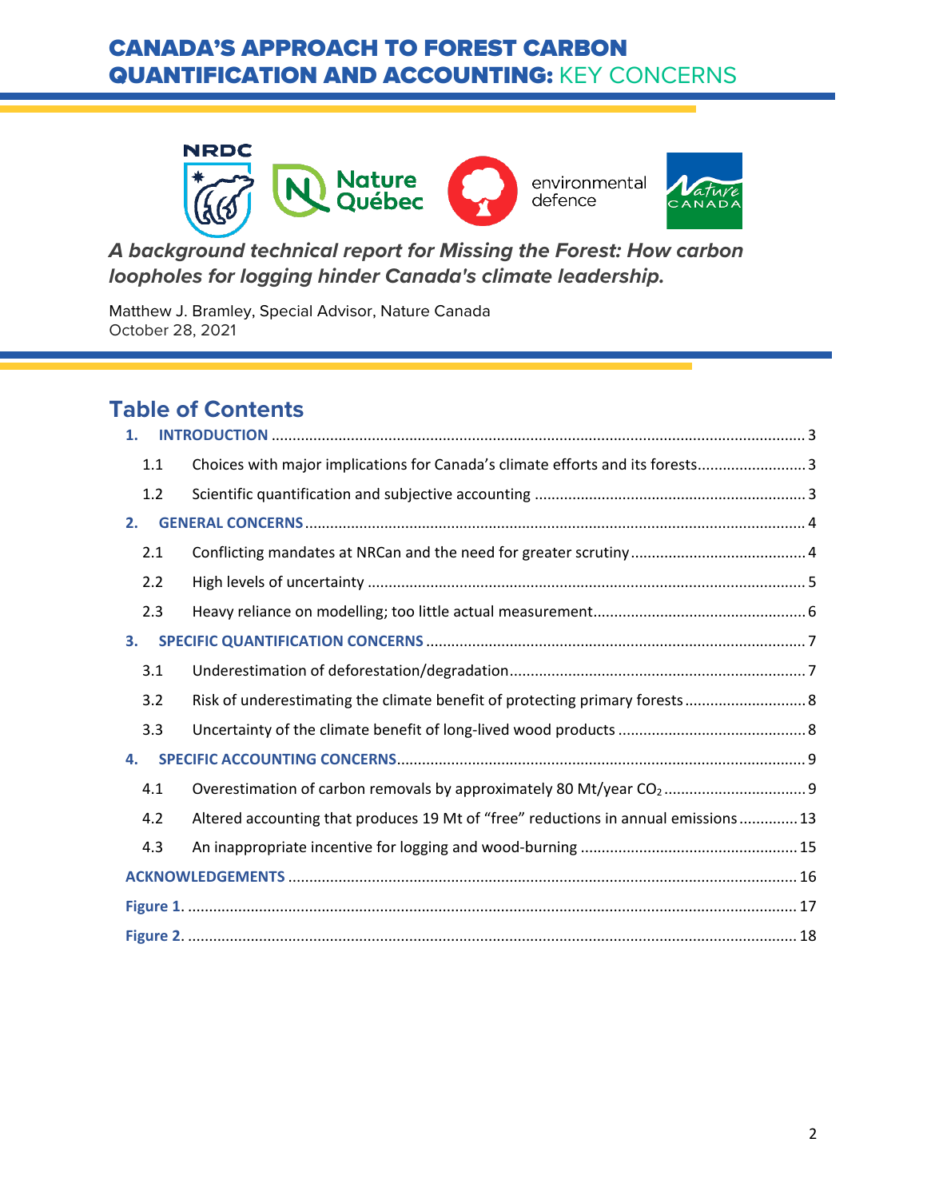# CANADA'S APPROACH TO FOREST CARBON QUANTIFICATION AND ACCOUNTING: KEY CONCERNS

***A background technical report for Missing the Forest: How carbon loopholes for logging hinder Canada's climate leadership.***

Matthew J. Bramley, Special Advisor, Nature Canada
October 28, 2021

## Table of Contents

1. INTRODUCTION ..... 3
   - 1.1 Choices with major implications for Canada's climate efforts and its forests ..... 3
   - 1.2 Scientific quantification and subjective accounting ..... 3
2. GENERAL CONCERNS ..... 4
   - 2.1 Conflicting mandates at NRCan and the need for greater scrutiny ..... 4
   - 2.2 High levels of uncertainty ..... 5
   - 2.3 Heavy reliance on modelling; too little actual measurement ..... 6
3. SPECIFIC QUANTIFICATION CONCERNS ..... 7
   - 3.1 Underestimation of deforestation/degradation ..... 7
   - 3.2 Risk of underestimating the climate benefit of protecting primary forests ..... 8
   - 3.3 Uncertainty of the climate benefit of long-lived wood products ..... 8
4. SPECIFIC ACCOUNTING CONCERNS ..... 9
   - 4.1 Overestimation of carbon removals by approximately 80 Mt/year $CO_2$ ..... 9
   - 4.2 Altered accounting that produces 19 Mt of "free" reductions in annual emissions ..... 13
   - 4.3 An inappropriate incentive for logging and wood-burning ..... 15

ACKNOWLEDGEMENTS ..... 16

Figure 1. ..... 17

Figure 2. ..... 18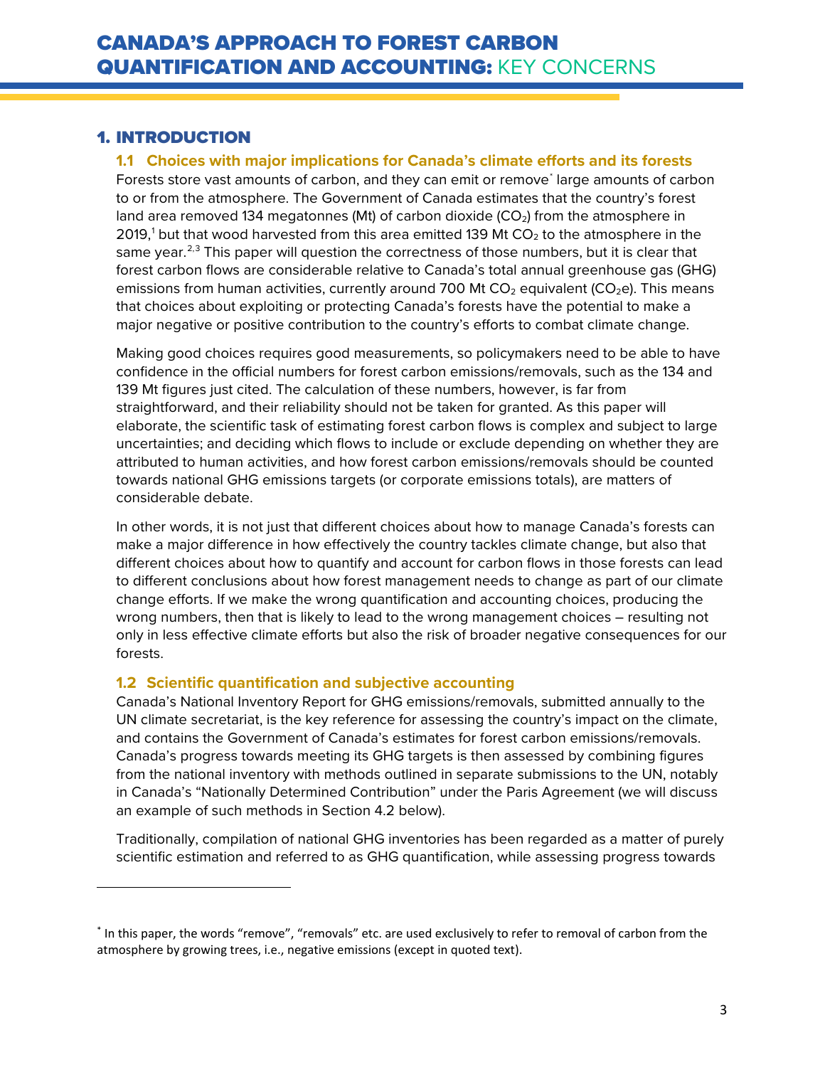# CANADA'S APPROACH TO FOREST CARBON QUANTIFICATION AND ACCOUNTING: KEY CONCERNS

## 1. INTRODUCTION

### 1.1 Choices with major implications for Canada's climate efforts and its forests

Forests store vast amounts of carbon, and they can emit or remove[*] large amounts of carbon to or from the atmosphere. The Government of Canada estimates that the country's forest land area removed 134 megatonnes (Mt) of carbon dioxide ($CO_2$) from the atmosphere in 2019,[1] but that wood harvested from this area emitted 139 Mt $CO_2$ to the atmosphere in the same year.[2,3] This paper will question the correctness of those numbers, but it is clear that forest carbon flows are considerable relative to Canada's total annual greenhouse gas (GHG) emissions from human activities, currently around 700 Mt $CO_2$ equivalent ($CO_2e$). This means that choices about exploiting or protecting Canada's forests have the potential to make a major negative or positive contribution to the country's efforts to combat climate change.

Making good choices requires good measurements, so policymakers need to be able to have confidence in the official numbers for forest carbon emissions/removals, such as the 134 and 139 Mt figures just cited. The calculation of these numbers, however, is far from straightforward, and their reliability should not be taken for granted. As this paper will elaborate, the scientific task of estimating forest carbon flows is complex and subject to large uncertainties; and deciding which flows to include or exclude depending on whether they are attributed to human activities, and how forest carbon emissions/removals should be counted towards national GHG emissions targets (or corporate emissions totals), are matters of considerable debate.

In other words, it is not just that different choices about how to manage Canada's forests can make a major difference in how effectively the country tackles climate change, but also that different choices about how to quantify and account for carbon flows in those forests can lead to different conclusions about how forest management needs to change as part of our climate change efforts. If we make the wrong quantification and accounting choices, producing the wrong numbers, then that is likely to lead to the wrong management choices – resulting not only in less effective climate efforts but also the risk of broader negative consequences for our forests.

### 1.2 Scientific quantification and subjective accounting

Canada's National Inventory Report for GHG emissions/removals, submitted annually to the UN climate secretariat, is the key reference for assessing the country's impact on the climate, and contains the Government of Canada's estimates for forest carbon emissions/removals. Canada's progress towards meeting its GHG targets is then assessed by combining figures from the national inventory with methods outlined in separate submissions to the UN, notably in Canada's "Nationally Determined Contribution" under the Paris Agreement (we will discuss an example of such methods in Section 4.2 below).

Traditionally, compilation of national GHG inventories has been regarded as a matter of purely scientific estimation and referred to as GHG quantification, while assessing progress towards

---

[*] In this paper, the words "remove", "removals" etc. are used exclusively to refer to removal of carbon from the atmosphere by growing trees, i.e., negative emissions (except in quoted text).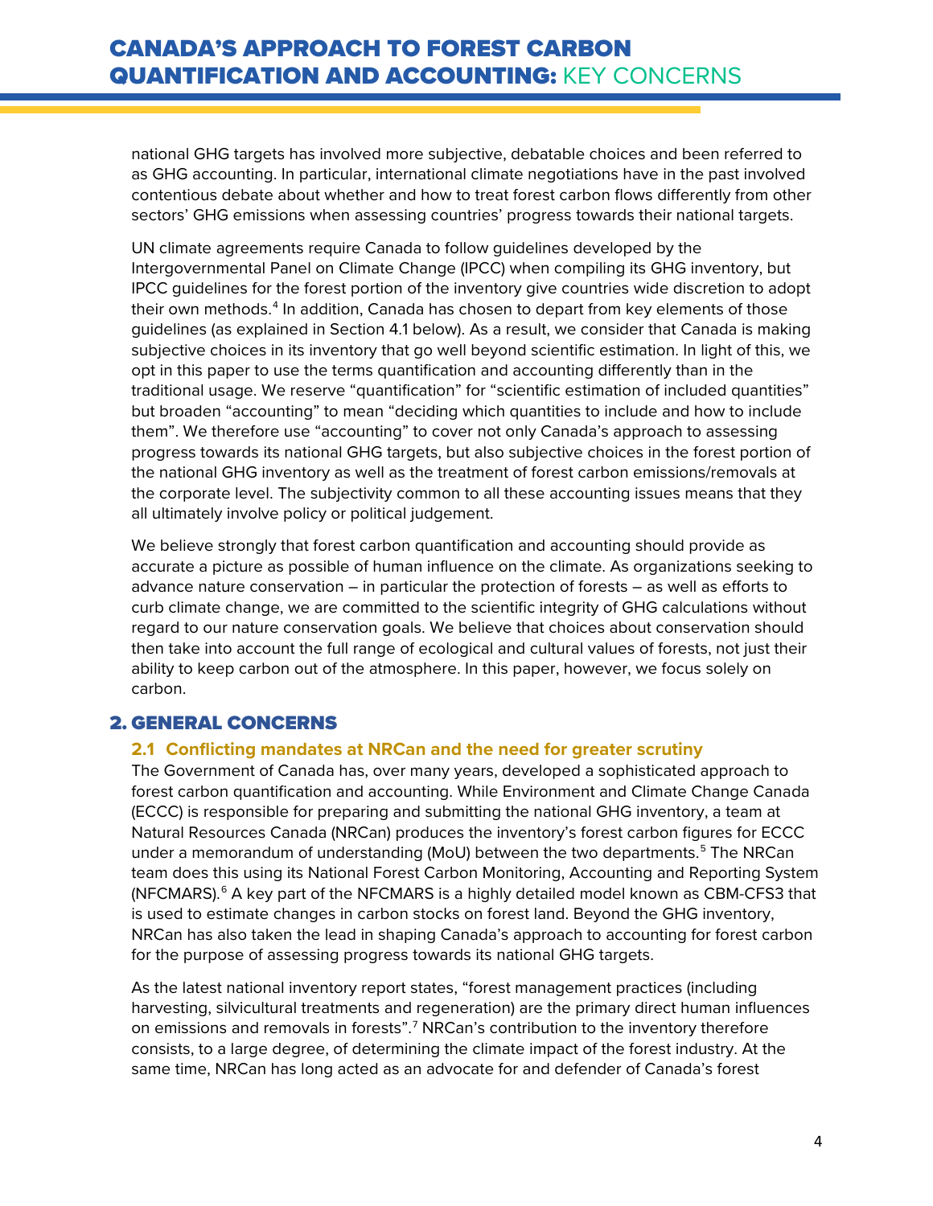national GHG targets has involved more subjective, debatable choices and been referred to as GHG accounting. In particular, international climate negotiations have in the past involved contentious debate about whether and how to treat forest carbon flows differently from other sectors' GHG emissions when assessing countries' progress towards their national targets.

UN climate agreements require Canada to follow guidelines developed by the Intergovernmental Panel on Climate Change (IPCC) when compiling its GHG inventory, but IPCC guidelines for the forest portion of the inventory give countries wide discretion to adopt their own methods.[4] In addition, Canada has chosen to depart from key elements of those guidelines (as explained in Section 4.1 below). As a result, we consider that Canada is making subjective choices in its inventory that go well beyond scientific estimation. In light of this, we opt in this paper to use the terms quantification and accounting differently than in the traditional usage. We reserve "quantification" for "scientific estimation of included quantities" but broaden "accounting" to mean "deciding which quantities to include and how to include them". We therefore use "accounting" to cover not only Canada's approach to assessing progress towards its national GHG targets, but also subjective choices in the forest portion of the national GHG inventory as well as the treatment of forest carbon emissions/removals at the corporate level. The subjectivity common to all these accounting issues means that they all ultimately involve policy or political judgement.

We believe strongly that forest carbon quantification and accounting should provide as accurate a picture as possible of human influence on the climate. As organizations seeking to advance nature conservation – in particular the protection of forests – as well as efforts to curb climate change, we are committed to the scientific integrity of GHG calculations without regard to our nature conservation goals. We believe that choices about conservation should then take into account the full range of ecological and cultural values of forests, not just their ability to keep carbon out of the atmosphere. In this paper, however, we focus solely on carbon.

## 2. GENERAL CONCERNS

### 2.1 Conflicting mandates at NRCan and the need for greater scrutiny

The Government of Canada has, over many years, developed a sophisticated approach to forest carbon quantification and accounting. While Environment and Climate Change Canada (ECCC) is responsible for preparing and submitting the national GHG inventory, a team at Natural Resources Canada (NRCan) produces the inventory's forest carbon figures for ECCC under a memorandum of understanding (MoU) between the two departments.[5] The NRCan team does this using its National Forest Carbon Monitoring, Accounting and Reporting System (NFCMARS).[6] A key part of the NFCMARS is a highly detailed model known as CBM-CFS3 that is used to estimate changes in carbon stocks on forest land. Beyond the GHG inventory, NRCan has also taken the lead in shaping Canada's approach to accounting for forest carbon for the purpose of assessing progress towards its national GHG targets.

As the latest national inventory report states, "forest management practices (including harvesting, silvicultural treatments and regeneration) are the primary direct human influences on emissions and removals in forests".[7] NRCan's contribution to the inventory therefore consists, to a large degree, of determining the climate impact of the forest industry. At the same time, NRCan has long acted as an advocate for and defender of Canada's forest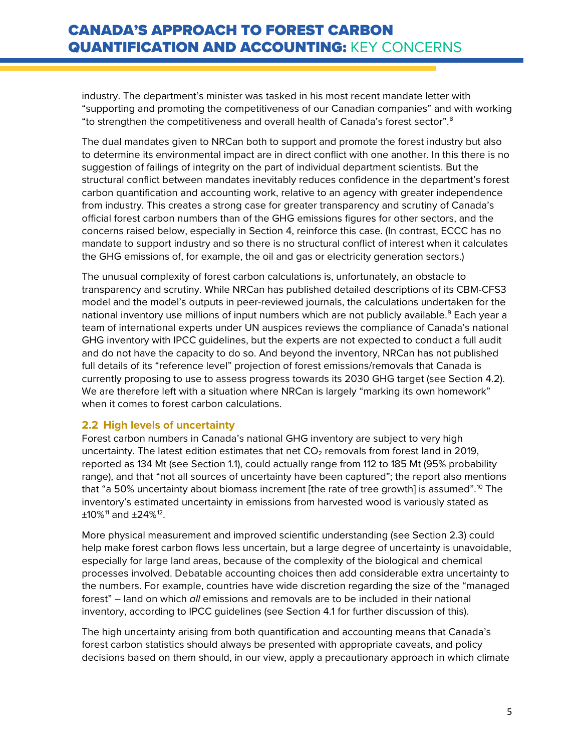industry. The department's minister was tasked in his most recent mandate letter with "supporting and promoting the competitiveness of our Canadian companies" and with working "to strengthen the competitiveness and overall health of Canada's forest sector".[8]

The dual mandates given to NRCan both to support and promote the forest industry but also to determine its environmental impact are in direct conflict with one another. In this there is no suggestion of failings of integrity on the part of individual department scientists. But the structural conflict between mandates inevitably reduces confidence in the department's forest carbon quantification and accounting work, relative to an agency with greater independence from industry. This creates a strong case for greater transparency and scrutiny of Canada's official forest carbon numbers than of the GHG emissions figures for other sectors, and the concerns raised below, especially in Section 4, reinforce this case. (In contrast, ECCC has no mandate to support industry and so there is no structural conflict of interest when it calculates the GHG emissions of, for example, the oil and gas or electricity generation sectors.)

The unusual complexity of forest carbon calculations is, unfortunately, an obstacle to transparency and scrutiny. While NRCan has published detailed descriptions of its CBM-CFS3 model and the model's outputs in peer-reviewed journals, the calculations undertaken for the national inventory use millions of input numbers which are not publicly available.[9] Each year a team of international experts under UN auspices reviews the compliance of Canada's national GHG inventory with IPCC guidelines, but the experts are not expected to conduct a full audit and do not have the capacity to do so. And beyond the inventory, NRCan has not published full details of its "reference level" projection of forest emissions/removals that Canada is currently proposing to use to assess progress towards its 2030 GHG target (see Section 4.2). We are therefore left with a situation where NRCan is largely "marking its own homework" when it comes to forest carbon calculations.

### 2.2 High levels of uncertainty

Forest carbon numbers in Canada's national GHG inventory are subject to very high uncertainty. The latest edition estimates that net $CO_2$ removals from forest land in 2019, reported as 134 Mt (see Section 1.1), could actually range from 112 to 185 Mt (95% probability range), and that "not all sources of uncertainty have been captured"; the report also mentions that "a 50% uncertainty about biomass increment [the rate of tree growth] is assumed".[10] The inventory's estimated uncertainty in emissions from harvested wood is variously stated as ±10%[11] and ±24%[12].

More physical measurement and improved scientific understanding (see Section 2.3) could help make forest carbon flows less uncertain, but a large degree of uncertainty is unavoidable, especially for large land areas, because of the complexity of the biological and chemical processes involved. Debatable accounting choices then add considerable extra uncertainty to the numbers. For example, countries have wide discretion regarding the size of the "managed forest" – land on which *all* emissions and removals are to be included in their national inventory, according to IPCC guidelines (see Section 4.1 for further discussion of this).

The high uncertainty arising from both quantification and accounting means that Canada's forest carbon statistics should always be presented with appropriate caveats, and policy decisions based on them should, in our view, apply a precautionary approach in which climate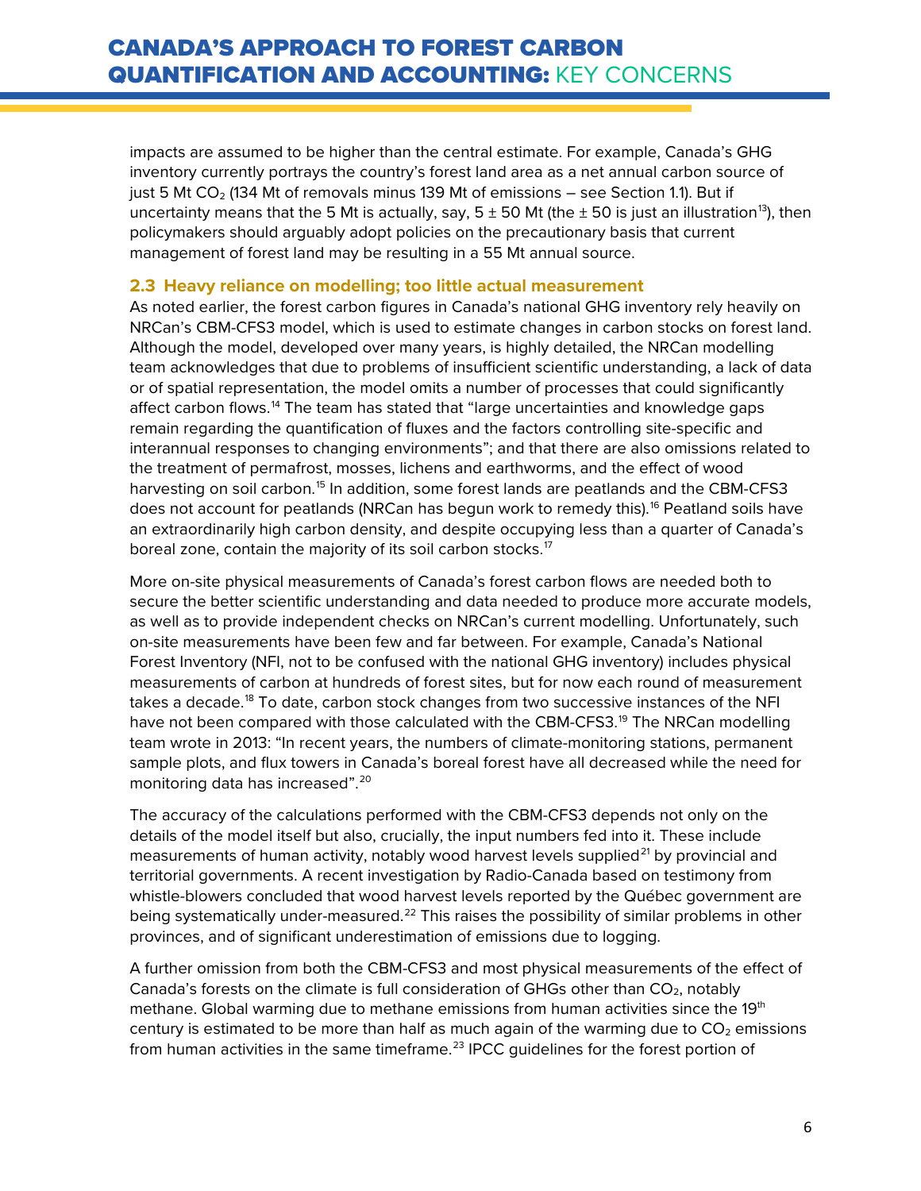impacts are assumed to be higher than the central estimate. For example, Canada's GHG inventory currently portrays the country's forest land area as a net annual carbon source of just 5 Mt $CO_2$ (134 Mt of removals minus 139 Mt of emissions – see Section 1.1). But if uncertainty means that the 5 Mt is actually, say, $5 \pm 50$ Mt (the $\pm 50$ is just an illustration[13]), then policymakers should arguably adopt policies on the precautionary basis that current management of forest land may be resulting in a 55 Mt annual source.

### 2.3 Heavy reliance on modelling; too little actual measurement

As noted earlier, the forest carbon figures in Canada's national GHG inventory rely heavily on NRCan's CBM-CFS3 model, which is used to estimate changes in carbon stocks on forest land. Although the model, developed over many years, is highly detailed, the NRCan modelling team acknowledges that due to problems of insufficient scientific understanding, a lack of data or of spatial representation, the model omits a number of processes that could significantly affect carbon flows.[14] The team has stated that "large uncertainties and knowledge gaps remain regarding the quantification of fluxes and the factors controlling site-specific and interannual responses to changing environments"; and that there are also omissions related to the treatment of permafrost, mosses, lichens and earthworms, and the effect of wood harvesting on soil carbon.[15] In addition, some forest lands are peatlands and the CBM-CFS3 does not account for peatlands (NRCan has begun work to remedy this).[16] Peatland soils have an extraordinarily high carbon density, and despite occupying less than a quarter of Canada's boreal zone, contain the majority of its soil carbon stocks.[17]

More on-site physical measurements of Canada's forest carbon flows are needed both to secure the better scientific understanding and data needed to produce more accurate models, as well as to provide independent checks on NRCan's current modelling. Unfortunately, such on-site measurements have been few and far between. For example, Canada's National Forest Inventory (NFI, not to be confused with the national GHG inventory) includes physical measurements of carbon at hundreds of forest sites, but for now each round of measurement takes a decade.[18] To date, carbon stock changes from two successive instances of the NFI have not been compared with those calculated with the CBM-CFS3.[19] The NRCan modelling team wrote in 2013: "In recent years, the numbers of climate-monitoring stations, permanent sample plots, and flux towers in Canada's boreal forest have all decreased while the need for monitoring data has increased".[20]

The accuracy of the calculations performed with the CBM-CFS3 depends not only on the details of the model itself but also, crucially, the input numbers fed into it. These include measurements of human activity, notably wood harvest levels supplied[21] by provincial and territorial governments. A recent investigation by Radio-Canada based on testimony from whistle-blowers concluded that wood harvest levels reported by the Québec government are being systematically under-measured.[22] This raises the possibility of similar problems in other provinces, and of significant underestimation of emissions due to logging.

A further omission from both the CBM-CFS3 and most physical measurements of the effect of Canada's forests on the climate is full consideration of GHGs other than $CO_2$, notably methane. Global warming due to methane emissions from human activities since the $19^{th}$ century is estimated to be more than half as much again of the warming due to $CO_2$ emissions from human activities in the same timeframe.[23] IPCC guidelines for the forest portion of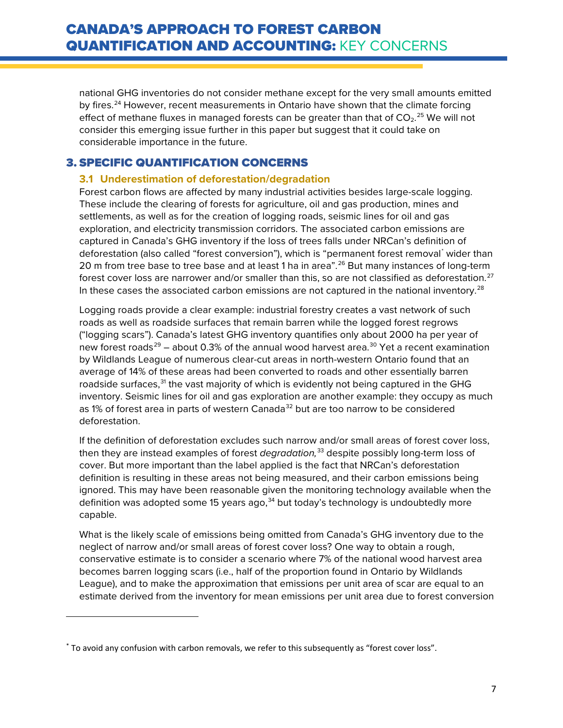national GHG inventories do not consider methane except for the very small amounts emitted by fires.[24] However, recent measurements in Ontario have shown that the climate forcing effect of methane fluxes in managed forests can be greater than that of $CO_2$.[25] We will not consider this emerging issue further in this paper but suggest that it could take on considerable importance in the future.

## 3. SPECIFIC QUANTIFICATION CONCERNS

### 3.1 Underestimation of deforestation/degradation

Forest carbon flows are affected by many industrial activities besides large-scale logging. These include the clearing of forests for agriculture, oil and gas production, mines and settlements, as well as for the creation of logging roads, seismic lines for oil and gas exploration, and electricity transmission corridors. The associated carbon emissions are captured in Canada's GHG inventory if the loss of trees falls under NRCan's definition of deforestation (also called "forest conversion"), which is "permanent forest removal* wider than 20 m from tree base to tree base and at least 1 ha in area".[26] But many instances of long-term forest cover loss are narrower and/or smaller than this, so are not classified as deforestation.[27] In these cases the associated carbon emissions are not captured in the national inventory.[28]

Logging roads provide a clear example: industrial forestry creates a vast network of such roads as well as roadside surfaces that remain barren while the logged forest regrows ("logging scars"). Canada's latest GHG inventory quantifies only about 2000 ha per year of new forest roads[29] – about 0.3% of the annual wood harvest area.[30] Yet a recent examination by Wildlands League of numerous clear-cut areas in north-western Ontario found that an average of 14% of these areas had been converted to roads and other essentially barren roadside surfaces,[31] the vast majority of which is evidently not being captured in the GHG inventory. Seismic lines for oil and gas exploration are another example: they occupy as much as 1% of forest area in parts of western Canada[32] but are too narrow to be considered deforestation.

If the definition of deforestation excludes such narrow and/or small areas of forest cover loss, then they are instead examples of forest *degradation,*[33] despite possibly long-term loss of cover. But more important than the label applied is the fact that NRCan's deforestation definition is resulting in these areas not being measured, and their carbon emissions being ignored. This may have been reasonable given the monitoring technology available when the definition was adopted some 15 years ago,[34] but today's technology is undoubtedly more capable.

What is the likely scale of emissions being omitted from Canada's GHG inventory due to the neglect of narrow and/or small areas of forest cover loss? One way to obtain a rough, conservative estimate is to consider a scenario where 7% of the national wood harvest area becomes barren logging scars (i.e., half of the proportion found in Ontario by Wildlands League), and to make the approximation that emissions per unit area of scar are equal to an estimate derived from the inventory for mean emissions per unit area due to forest conversion

---

* To avoid any confusion with carbon removals, we refer to this subsequently as "forest cover loss".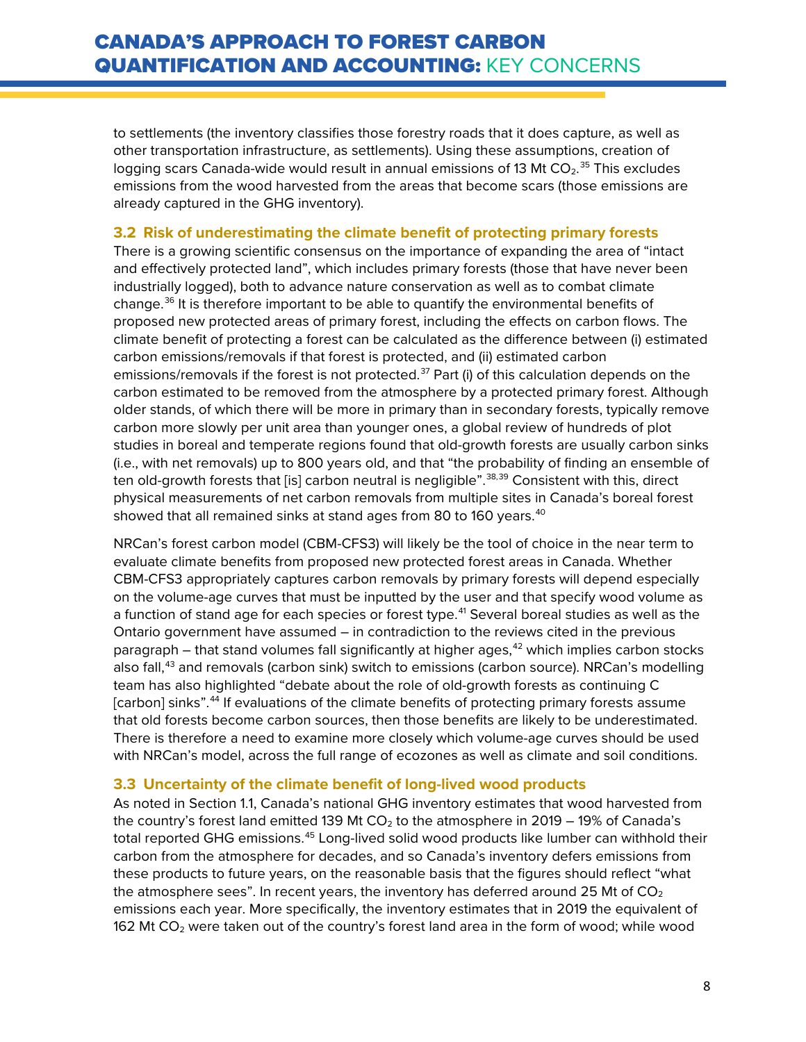to settlements (the inventory classifies those forestry roads that it does capture, as well as other transportation infrastructure, as settlements). Using these assumptions, creation of logging scars Canada-wide would result in annual emissions of 13 Mt $CO_2$.[35] This excludes emissions from the wood harvested from the areas that become scars (those emissions are already captured in the GHG inventory).

### 3.2 Risk of underestimating the climate benefit of protecting primary forests

There is a growing scientific consensus on the importance of expanding the area of "intact and effectively protected land", which includes primary forests (those that have never been industrially logged), both to advance nature conservation as well as to combat climate change.[36] It is therefore important to be able to quantify the environmental benefits of proposed new protected areas of primary forest, including the effects on carbon flows. The climate benefit of protecting a forest can be calculated as the difference between (i) estimated carbon emissions/removals if that forest is protected, and (ii) estimated carbon emissions/removals if the forest is not protected.[37] Part (i) of this calculation depends on the carbon estimated to be removed from the atmosphere by a protected primary forest. Although older stands, of which there will be more in primary than in secondary forests, typically remove carbon more slowly per unit area than younger ones, a global review of hundreds of plot studies in boreal and temperate regions found that old-growth forests are usually carbon sinks (i.e., with net removals) up to 800 years old, and that "the probability of finding an ensemble of ten old-growth forests that [is] carbon neutral is negligible".[38,39] Consistent with this, direct physical measurements of net carbon removals from multiple sites in Canada's boreal forest showed that all remained sinks at stand ages from 80 to 160 years.[40]

NRCan's forest carbon model (CBM-CFS3) will likely be the tool of choice in the near term to evaluate climate benefits from proposed new protected forest areas in Canada. Whether CBM-CFS3 appropriately captures carbon removals by primary forests will depend especially on the volume-age curves that must be inputted by the user and that specify wood volume as a function of stand age for each species or forest type.[41] Several boreal studies as well as the Ontario government have assumed – in contradiction to the reviews cited in the previous paragraph – that stand volumes fall significantly at higher ages,[42] which implies carbon stocks also fall,[43] and removals (carbon sink) switch to emissions (carbon source). NRCan's modelling team has also highlighted "debate about the role of old-growth forests as continuing C [carbon] sinks".[44] If evaluations of the climate benefits of protecting primary forests assume that old forests become carbon sources, then those benefits are likely to be underestimated. There is therefore a need to examine more closely which volume-age curves should be used with NRCan's model, across the full range of ecozones as well as climate and soil conditions.

### 3.3 Uncertainty of the climate benefit of long-lived wood products

As noted in Section 1.1, Canada's national GHG inventory estimates that wood harvested from the country's forest land emitted 139 Mt $CO_2$ to the atmosphere in 2019 – 19% of Canada's total reported GHG emissions.[45] Long-lived solid wood products like lumber can withhold their carbon from the atmosphere for decades, and so Canada's inventory defers emissions from these products to future years, on the reasonable basis that the figures should reflect "what the atmosphere sees". In recent years, the inventory has deferred around 25 Mt of $CO_2$ emissions each year. More specifically, the inventory estimates that in 2019 the equivalent of 162 Mt $CO_2$ were taken out of the country's forest land area in the form of wood; while wood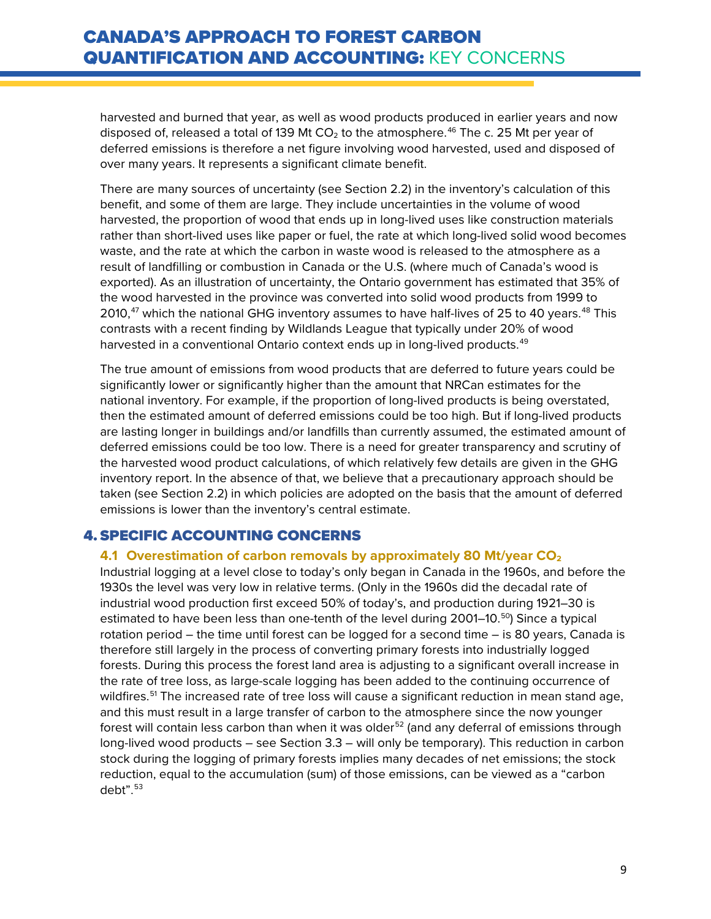harvested and burned that year, as well as wood products produced in earlier years and now disposed of, released a total of 139 Mt $CO_2$ to the atmosphere.[46] The c. 25 Mt per year of deferred emissions is therefore a net figure involving wood harvested, used and disposed of over many years. It represents a significant climate benefit.

There are many sources of uncertainty (see Section 2.2) in the inventory's calculation of this benefit, and some of them are large. They include uncertainties in the volume of wood harvested, the proportion of wood that ends up in long-lived uses like construction materials rather than short-lived uses like paper or fuel, the rate at which long-lived solid wood becomes waste, and the rate at which the carbon in waste wood is released to the atmosphere as a result of landfilling or combustion in Canada or the U.S. (where much of Canada's wood is exported). As an illustration of uncertainty, the Ontario government has estimated that 35% of the wood harvested in the province was converted into solid wood products from 1999 to 2010,[47] which the national GHG inventory assumes to have half-lives of 25 to 40 years.[48] This contrasts with a recent finding by Wildlands League that typically under 20% of wood harvested in a conventional Ontario context ends up in long-lived products.[49]

The true amount of emissions from wood products that are deferred to future years could be significantly lower or significantly higher than the amount that NRCan estimates for the national inventory. For example, if the proportion of long-lived products is being overstated, then the estimated amount of deferred emissions could be too high. But if long-lived products are lasting longer in buildings and/or landfills than currently assumed, the estimated amount of deferred emissions could be too low. There is a need for greater transparency and scrutiny of the harvested wood product calculations, of which relatively few details are given in the GHG inventory report. In the absence of that, we believe that a precautionary approach should be taken (see Section 2.2) in which policies are adopted on the basis that the amount of deferred emissions is lower than the inventory's central estimate.

## 4. SPECIFIC ACCOUNTING CONCERNS

### 4.1 Overestimation of carbon removals by approximately 80 Mt/year $CO_2$

Industrial logging at a level close to today's only began in Canada in the 1960s, and before the 1930s the level was very low in relative terms. (Only in the 1960s did the decadal rate of industrial wood production first exceed 50% of today's, and production during 1921–30 is estimated to have been less than one-tenth of the level during 2001–10.[50]) Since a typical rotation period – the time until forest can be logged for a second time – is 80 years, Canada is therefore still largely in the process of converting primary forests into industrially logged forests. During this process the forest land area is adjusting to a significant overall increase in the rate of tree loss, as large-scale logging has been added to the continuing occurrence of wildfires.[51] The increased rate of tree loss will cause a significant reduction in mean stand age, and this must result in a large transfer of carbon to the atmosphere since the now younger forest will contain less carbon than when it was older[52] (and any deferral of emissions through long-lived wood products – see Section 3.3 – will only be temporary). This reduction in carbon stock during the logging of primary forests implies many decades of net emissions; the stock reduction, equal to the accumulation (sum) of those emissions, can be viewed as a "carbon debt".[53]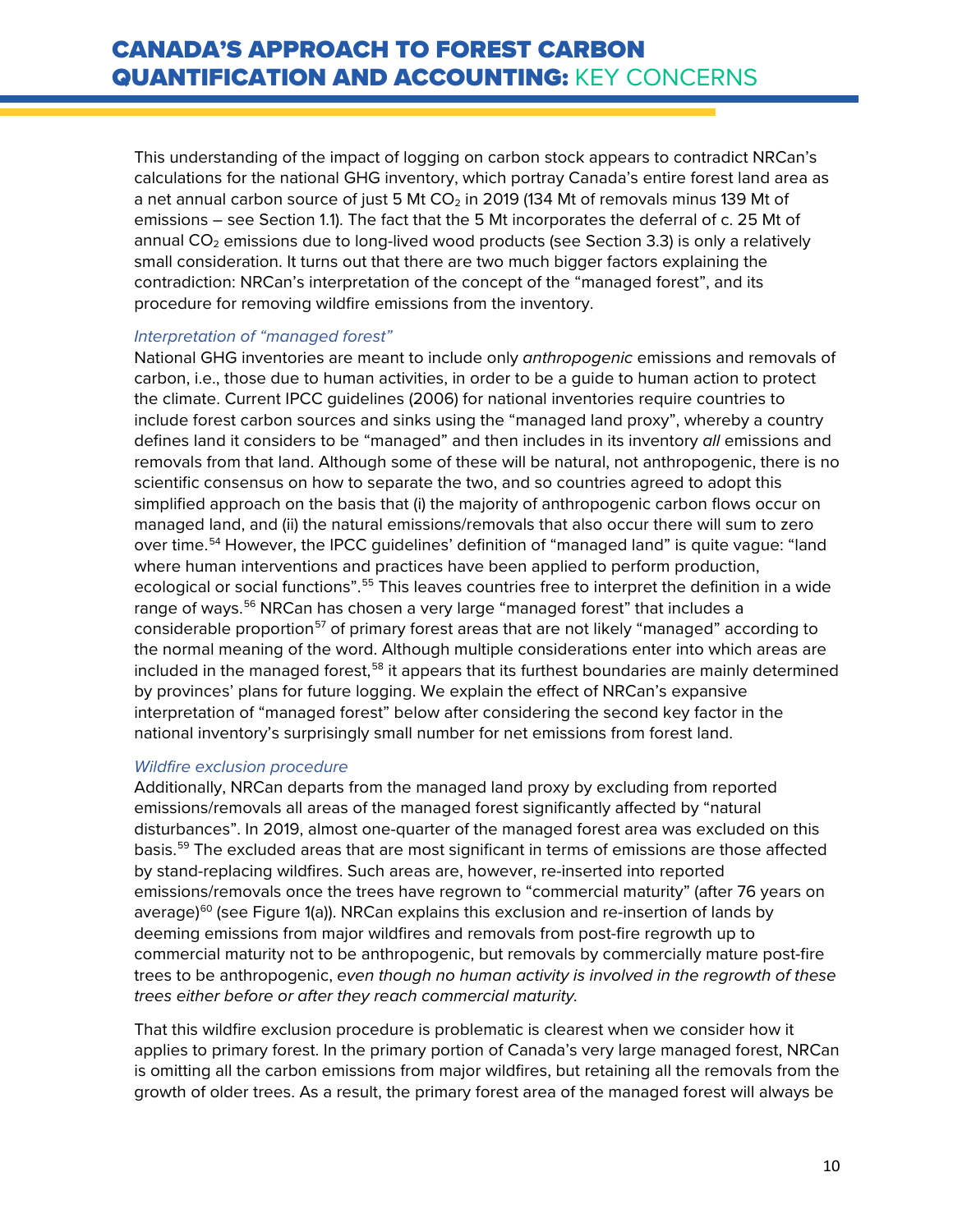This understanding of the impact of logging on carbon stock appears to contradict NRCan's calculations for the national GHG inventory, which portray Canada's entire forest land area as a net annual carbon source of just 5 Mt $CO_2$ in 2019 (134 Mt of removals minus 139 Mt of emissions – see Section 1.1). The fact that the 5 Mt incorporates the deferral of c. 25 Mt of annual $CO_2$ emissions due to long-lived wood products (see Section 3.3) is only a relatively small consideration. It turns out that there are two much bigger factors explaining the contradiction: NRCan's interpretation of the concept of the "managed forest", and its procedure for removing wildfire emissions from the inventory.

*Interpretation of "managed forest"*

National GHG inventories are meant to include only *anthropogenic* emissions and removals of carbon, i.e., those due to human activities, in order to be a guide to human action to protect the climate. Current IPCC guidelines (2006) for national inventories require countries to include forest carbon sources and sinks using the "managed land proxy", whereby a country defines land it considers to be "managed" and then includes in its inventory *all* emissions and removals from that land. Although some of these will be natural, not anthropogenic, there is no scientific consensus on how to separate the two, and so countries agreed to adopt this simplified approach on the basis that (i) the majority of anthropogenic carbon flows occur on managed land, and (ii) the natural emissions/removals that also occur there will sum to zero over time.[54] However, the IPCC guidelines' definition of "managed land" is quite vague: "land where human interventions and practices have been applied to perform production, ecological or social functions".[55] This leaves countries free to interpret the definition in a wide range of ways.[56] NRCan has chosen a very large "managed forest" that includes a considerable proportion[57] of primary forest areas that are not likely "managed" according to the normal meaning of the word. Although multiple considerations enter into which areas are included in the managed forest,[58] it appears that its furthest boundaries are mainly determined by provinces' plans for future logging. We explain the effect of NRCan's expansive interpretation of "managed forest" below after considering the second key factor in the national inventory's surprisingly small number for net emissions from forest land.

*Wildfire exclusion procedure*

Additionally, NRCan departs from the managed land proxy by excluding from reported emissions/removals all areas of the managed forest significantly affected by "natural disturbances". In 2019, almost one-quarter of the managed forest area was excluded on this basis.[59] The excluded areas that are most significant in terms of emissions are those affected by stand-replacing wildfires. Such areas are, however, re-inserted into reported emissions/removals once the trees have regrown to "commercial maturity" (after 76 years on average)[60] (see Figure 1(a)). NRCan explains this exclusion and re-insertion of lands by deeming emissions from major wildfires and removals from post-fire regrowth up to commercial maturity not to be anthropogenic, but removals by commercially mature post-fire trees to be anthropogenic, *even though no human activity is involved in the regrowth of these trees either before or after they reach commercial maturity.*

That this wildfire exclusion procedure is problematic is clearest when we consider how it applies to primary forest. In the primary portion of Canada's very large managed forest, NRCan is omitting all the carbon emissions from major wildfires, but retaining all the removals from the growth of older trees. As a result, the primary forest area of the managed forest will always be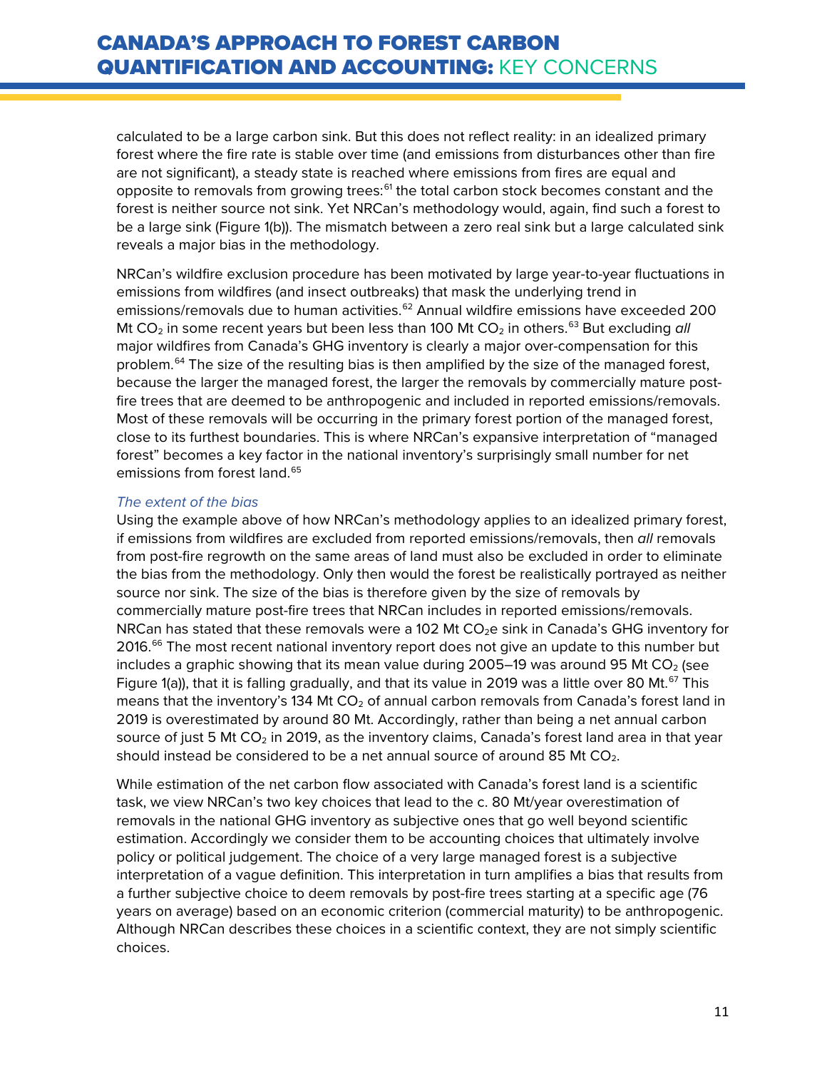calculated to be a large carbon sink. But this does not reflect reality: in an idealized primary forest where the fire rate is stable over time (and emissions from disturbances other than fire are not significant), a steady state is reached where emissions from fires are equal and opposite to removals from growing trees:[61] the total carbon stock becomes constant and the forest is neither source not sink. Yet NRCan's methodology would, again, find such a forest to be a large sink (Figure 1(b)). The mismatch between a zero real sink but a large calculated sink reveals a major bias in the methodology.

NRCan's wildfire exclusion procedure has been motivated by large year-to-year fluctuations in emissions from wildfires (and insect outbreaks) that mask the underlying trend in emissions/removals due to human activities.[62] Annual wildfire emissions have exceeded 200 Mt $CO_2$ in some recent years but been less than 100 Mt $CO_2$ in others.[63] But excluding *all* major wildfires from Canada's GHG inventory is clearly a major over-compensation for this problem.[64] The size of the resulting bias is then amplified by the size of the managed forest, because the larger the managed forest, the larger the removals by commercially mature post-fire trees that are deemed to be anthropogenic and included in reported emissions/removals. Most of these removals will be occurring in the primary forest portion of the managed forest, close to its furthest boundaries. This is where NRCan's expansive interpretation of "managed forest" becomes a key factor in the national inventory's surprisingly small number for net emissions from forest land.[65]

*The extent of the bias*

Using the example above of how NRCan's methodology applies to an idealized primary forest, if emissions from wildfires are excluded from reported emissions/removals, then *all* removals from post-fire regrowth on the same areas of land must also be excluded in order to eliminate the bias from the methodology. Only then would the forest be realistically portrayed as neither source nor sink. The size of the bias is therefore given by the size of removals by commercially mature post-fire trees that NRCan includes in reported emissions/removals. NRCan has stated that these removals were a 102 Mt $CO_2e$ sink in Canada's GHG inventory for 2016.[66] The most recent national inventory report does not give an update to this number but includes a graphic showing that its mean value during 2005–19 was around 95 Mt $CO_2$ (see Figure 1(a)), that it is falling gradually, and that its value in 2019 was a little over 80 Mt.[67] This means that the inventory's 134 Mt $CO_2$ of annual carbon removals from Canada's forest land in 2019 is overestimated by around 80 Mt. Accordingly, rather than being a net annual carbon source of just 5 Mt $CO_2$ in 2019, as the inventory claims, Canada's forest land area in that year should instead be considered to be a net annual source of around 85 Mt $CO_2$.

While estimation of the net carbon flow associated with Canada's forest land is a scientific task, we view NRCan's two key choices that lead to the c. 80 Mt/year overestimation of removals in the national GHG inventory as subjective ones that go well beyond scientific estimation. Accordingly we consider them to be accounting choices that ultimately involve policy or political judgement. The choice of a very large managed forest is a subjective interpretation of a vague definition. This interpretation in turn amplifies a bias that results from a further subjective choice to deem removals by post-fire trees starting at a specific age (76 years on average) based on an economic criterion (commercial maturity) to be anthropogenic. Although NRCan describes these choices in a scientific context, they are not simply scientific choices.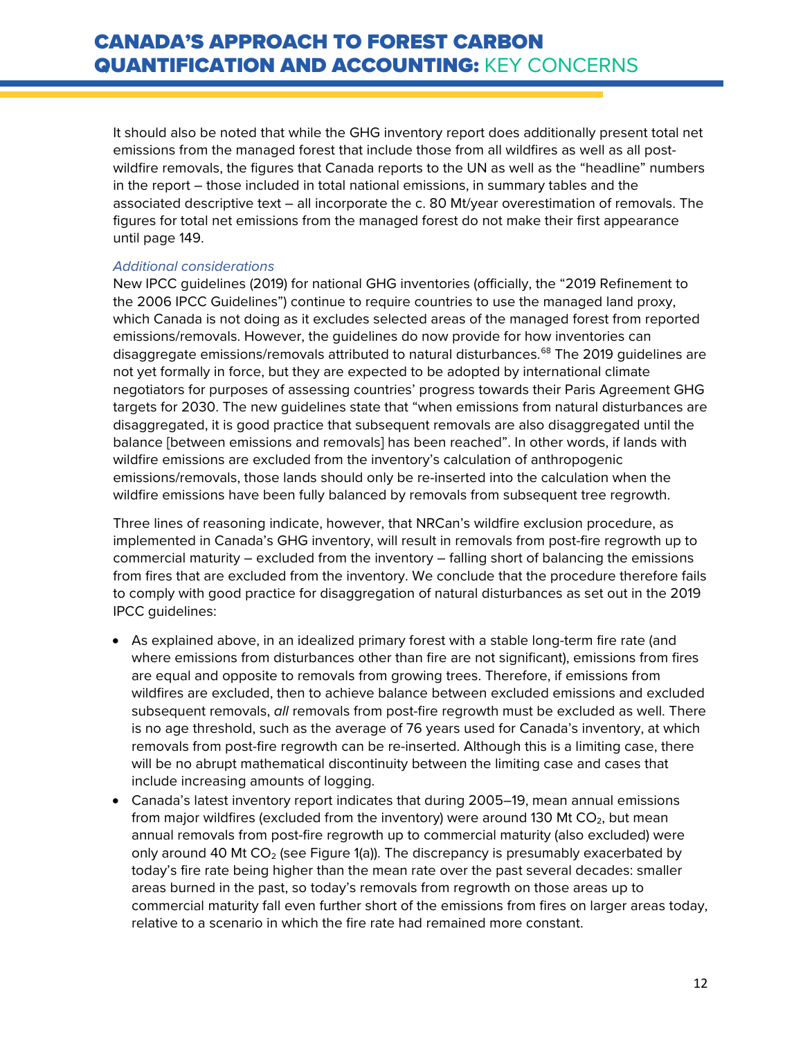It should also be noted that while the GHG inventory report does additionally present total net emissions from the managed forest that include those from all wildfires as well as all post-wildfire removals, the figures that Canada reports to the UN as well as the "headline" numbers in the report – those included in total national emissions, in summary tables and the associated descriptive text – all incorporate the c. 80 Mt/year overestimation of removals. The figures for total net emissions from the managed forest do not make their first appearance until page 149.

*Additional considerations*

New IPCC guidelines (2019) for national GHG inventories (officially, the "2019 Refinement to the 2006 IPCC Guidelines") continue to require countries to use the managed land proxy, which Canada is not doing as it excludes selected areas of the managed forest from reported emissions/removals. However, the guidelines do now provide for how inventories can disaggregate emissions/removals attributed to natural disturbances.[68] The 2019 guidelines are not yet formally in force, but they are expected to be adopted by international climate negotiators for purposes of assessing countries' progress towards their Paris Agreement GHG targets for 2030. The new guidelines state that "when emissions from natural disturbances are disaggregated, it is good practice that subsequent removals are also disaggregated until the balance [between emissions and removals] has been reached". In other words, if lands with wildfire emissions are excluded from the inventory's calculation of anthropogenic emissions/removals, those lands should only be re-inserted into the calculation when the wildfire emissions have been fully balanced by removals from subsequent tree regrowth.

Three lines of reasoning indicate, however, that NRCan's wildfire exclusion procedure, as implemented in Canada's GHG inventory, will result in removals from post-fire regrowth up to commercial maturity – excluded from the inventory – falling short of balancing the emissions from fires that are excluded from the inventory. We conclude that the procedure therefore fails to comply with good practice for disaggregation of natural disturbances as set out in the 2019 IPCC guidelines:

- As explained above, in an idealized primary forest with a stable long-term fire rate (and where emissions from disturbances other than fire are not significant), emissions from fires are equal and opposite to removals from growing trees. Therefore, if emissions from wildfires are excluded, then to achieve balance between excluded emissions and excluded subsequent removals, *all* removals from post-fire regrowth must be excluded as well. There is no age threshold, such as the average of 76 years used for Canada's inventory, at which removals from post-fire regrowth can be re-inserted. Although this is a limiting case, there will be no abrupt mathematical discontinuity between the limiting case and cases that include increasing amounts of logging.
- Canada's latest inventory report indicates that during 2005–19, mean annual emissions from major wildfires (excluded from the inventory) were around 130 Mt $CO_2$, but mean annual removals from post-fire regrowth up to commercial maturity (also excluded) were only around 40 Mt $CO_2$ (see Figure 1(a)). The discrepancy is presumably exacerbated by today's fire rate being higher than the mean rate over the past several decades: smaller areas burned in the past, so today's removals from regrowth on those areas up to commercial maturity fall even further short of the emissions from fires on larger areas today, relative to a scenario in which the fire rate had remained more constant.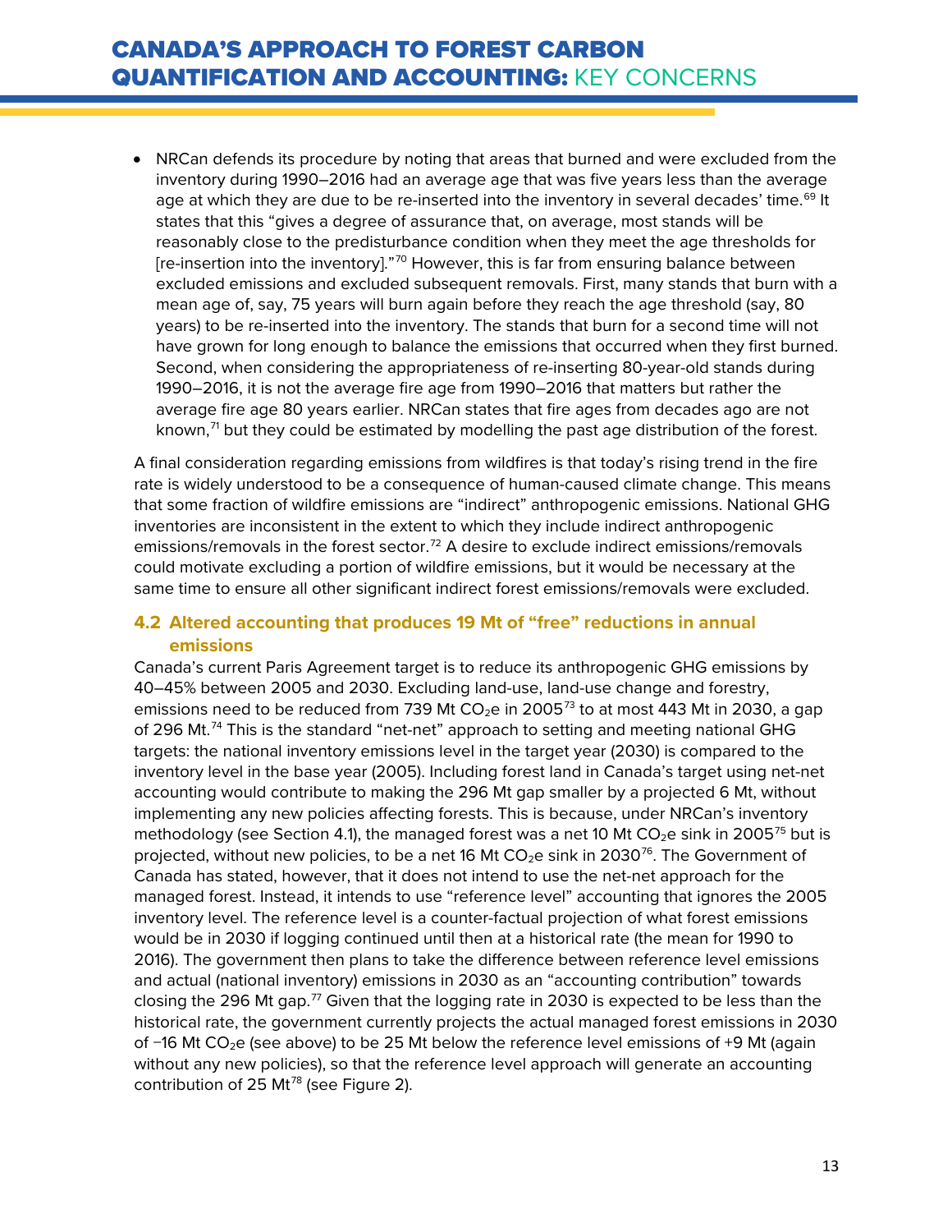- NRCan defends its procedure by noting that areas that burned and were excluded from the inventory during 1990–2016 had an average age that was five years less than the average age at which they are due to be re-inserted into the inventory in several decades' time.[69] It states that this "gives a degree of assurance that, on average, most stands will be reasonably close to the predisturbance condition when they meet the age thresholds for [re-insertion into the inventory]."[70] However, this is far from ensuring balance between excluded emissions and excluded subsequent removals. First, many stands that burn with a mean age of, say, 75 years will burn again before they reach the age threshold (say, 80 years) to be re-inserted into the inventory. The stands that burn for a second time will not have grown for long enough to balance the emissions that occurred when they first burned. Second, when considering the appropriateness of re-inserting 80-year-old stands during 1990–2016, it is not the average fire age from 1990–2016 that matters but rather the average fire age 80 years earlier. NRCan states that fire ages from decades ago are not known,[71] but they could be estimated by modelling the past age distribution of the forest.

A final consideration regarding emissions from wildfires is that today's rising trend in the fire rate is widely understood to be a consequence of human-caused climate change. This means that some fraction of wildfire emissions are "indirect" anthropogenic emissions. National GHG inventories are inconsistent in the extent to which they include indirect anthropogenic emissions/removals in the forest sector.[72] A desire to exclude indirect emissions/removals could motivate excluding a portion of wildfire emissions, but it would be necessary at the same time to ensure all other significant indirect forest emissions/removals were excluded.

### 4.2 Altered accounting that produces 19 Mt of "free" reductions in annual emissions

Canada's current Paris Agreement target is to reduce its anthropogenic GHG emissions by 40–45% between 2005 and 2030. Excluding land-use, land-use change and forestry, emissions need to be reduced from 739 Mt $CO_2e$ in 2005[73] to at most 443 Mt in 2030, a gap of 296 Mt.[74] This is the standard "net-net" approach to setting and meeting national GHG targets: the national inventory emissions level in the target year (2030) is compared to the inventory level in the base year (2005). Including forest land in Canada's target using net-net accounting would contribute to making the 296 Mt gap smaller by a projected 6 Mt, without implementing any new policies affecting forests. This is because, under NRCan's inventory methodology (see Section 4.1), the managed forest was a net 10 Mt $CO_2e$ sink in 2005[75] but is projected, without new policies, to be a net 16 Mt $CO_2e$ sink in 2030[76]. The Government of Canada has stated, however, that it does not intend to use the net-net approach for the managed forest. Instead, it intends to use "reference level" accounting that ignores the 2005 inventory level. The reference level is a counter-factual projection of what forest emissions would be in 2030 if logging continued until then at a historical rate (the mean for 1990 to 2016). The government then plans to take the difference between reference level emissions and actual (national inventory) emissions in 2030 as an "accounting contribution" towards closing the 296 Mt gap.[77] Given that the logging rate in 2030 is expected to be less than the historical rate, the government currently projects the actual managed forest emissions in 2030 of −16 Mt $CO_2e$ (see above) to be 25 Mt below the reference level emissions of +9 Mt (again without any new policies), so that the reference level approach will generate an accounting contribution of 25 Mt[78] (see Figure 2).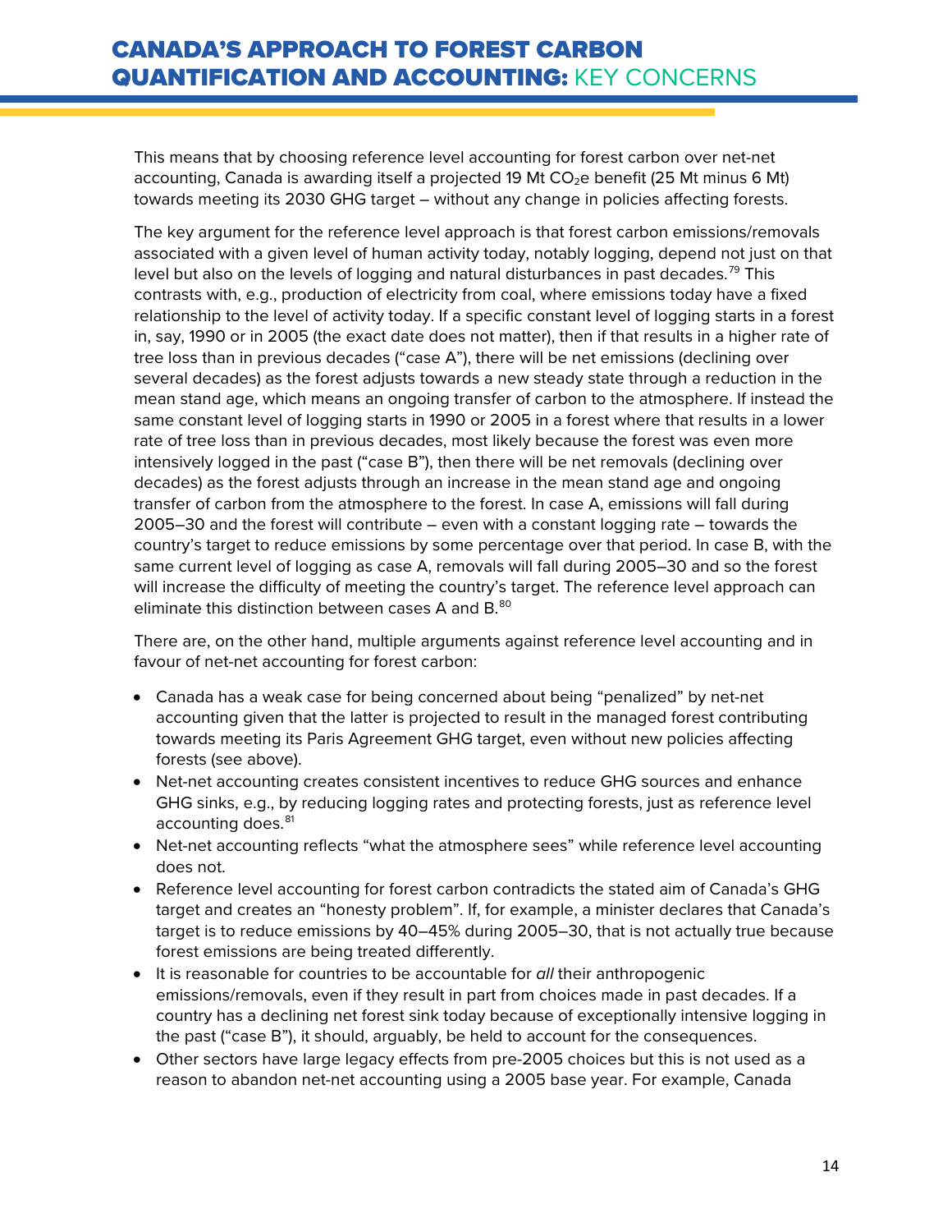This means that by choosing reference level accounting for forest carbon over net-net accounting, Canada is awarding itself a projected 19 Mt $CO_2e$ benefit (25 Mt minus 6 Mt) towards meeting its 2030 GHG target – without any change in policies affecting forests.

The key argument for the reference level approach is that forest carbon emissions/removals associated with a given level of human activity today, notably logging, depend not just on that level but also on the levels of logging and natural disturbances in past decades.[79] This contrasts with, e.g., production of electricity from coal, where emissions today have a fixed relationship to the level of activity today. If a specific constant level of logging starts in a forest in, say, 1990 or in 2005 (the exact date does not matter), then if that results in a higher rate of tree loss than in previous decades ("case A"), there will be net emissions (declining over several decades) as the forest adjusts towards a new steady state through a reduction in the mean stand age, which means an ongoing transfer of carbon to the atmosphere. If instead the same constant level of logging starts in 1990 or 2005 in a forest where that results in a lower rate of tree loss than in previous decades, most likely because the forest was even more intensively logged in the past ("case B"), then there will be net removals (declining over decades) as the forest adjusts through an increase in the mean stand age and ongoing transfer of carbon from the atmosphere to the forest. In case A, emissions will fall during 2005–30 and the forest will contribute – even with a constant logging rate – towards the country's target to reduce emissions by some percentage over that period. In case B, with the same current level of logging as case A, removals will fall during 2005–30 and so the forest will increase the difficulty of meeting the country's target. The reference level approach can eliminate this distinction between cases A and B.[80]

There are, on the other hand, multiple arguments against reference level accounting and in favour of net-net accounting for forest carbon:

- Canada has a weak case for being concerned about being "penalized" by net-net accounting given that the latter is projected to result in the managed forest contributing towards meeting its Paris Agreement GHG target, even without new policies affecting forests (see above).
- Net-net accounting creates consistent incentives to reduce GHG sources and enhance GHG sinks, e.g., by reducing logging rates and protecting forests, just as reference level accounting does.[81]
- Net-net accounting reflects "what the atmosphere sees" while reference level accounting does not.
- Reference level accounting for forest carbon contradicts the stated aim of Canada's GHG target and creates an "honesty problem". If, for example, a minister declares that Canada's target is to reduce emissions by 40–45% during 2005–30, that is not actually true because forest emissions are being treated differently.
- It is reasonable for countries to be accountable for *all* their anthropogenic emissions/removals, even if they result in part from choices made in past decades. If a country has a declining net forest sink today because of exceptionally intensive logging in the past ("case B"), it should, arguably, be held to account for the consequences.
- Other sectors have large legacy effects from pre-2005 choices but this is not used as a reason to abandon net-net accounting using a 2005 base year. For example, Canada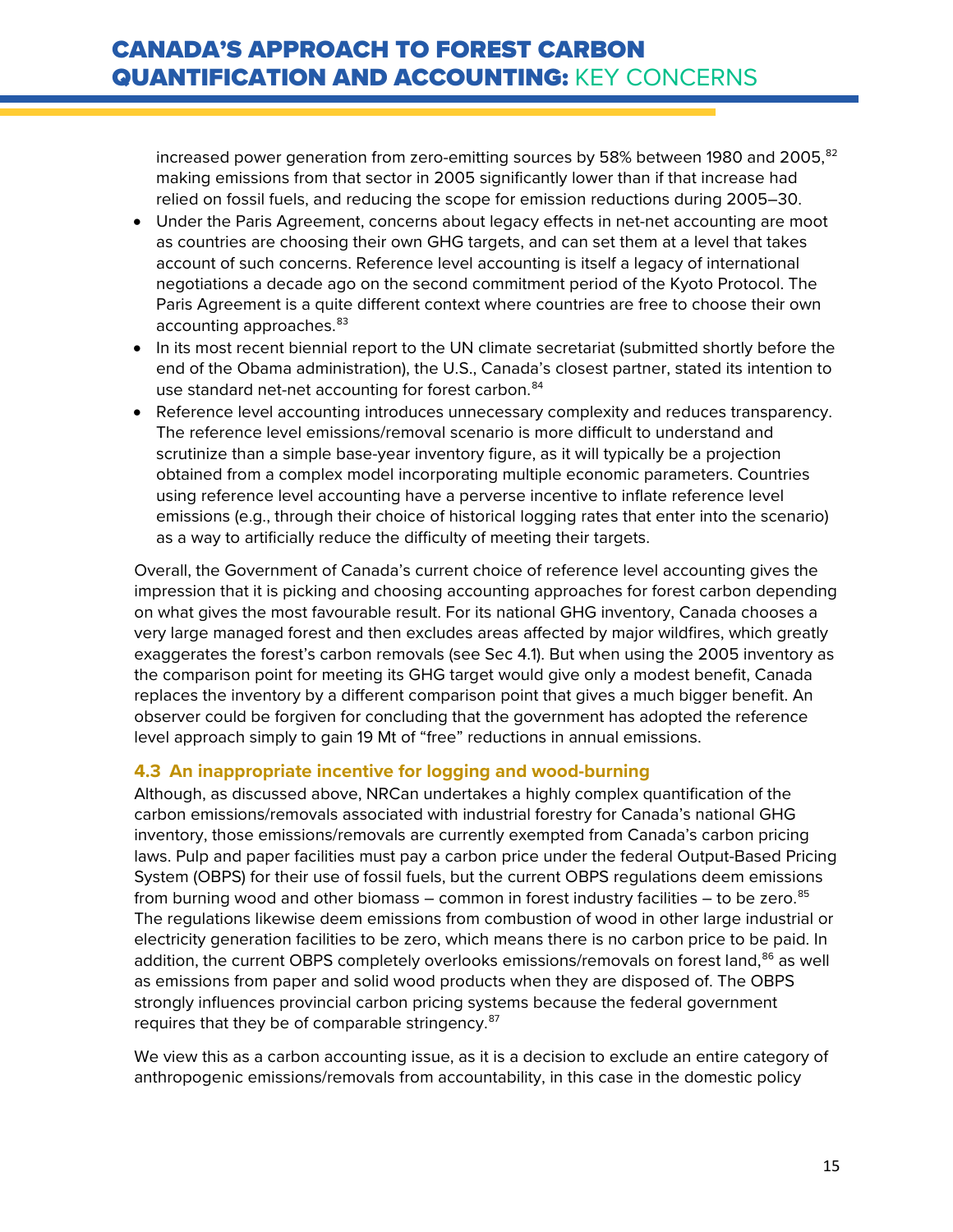increased power generation from zero-emitting sources by 58% between 1980 and 2005,[82] making emissions from that sector in 2005 significantly lower than if that increase had relied on fossil fuels, and reducing the scope for emission reductions during 2005–30.

- Under the Paris Agreement, concerns about legacy effects in net-net accounting are moot as countries are choosing their own GHG targets, and can set them at a level that takes account of such concerns. Reference level accounting is itself a legacy of international negotiations a decade ago on the second commitment period of the Kyoto Protocol. The Paris Agreement is a quite different context where countries are free to choose their own accounting approaches.[83]
- In its most recent biennial report to the UN climate secretariat (submitted shortly before the end of the Obama administration), the U.S., Canada's closest partner, stated its intention to use standard net-net accounting for forest carbon.[84]
- Reference level accounting introduces unnecessary complexity and reduces transparency. The reference level emissions/removal scenario is more difficult to understand and scrutinize than a simple base-year inventory figure, as it will typically be a projection obtained from a complex model incorporating multiple economic parameters. Countries using reference level accounting have a perverse incentive to inflate reference level emissions (e.g., through their choice of historical logging rates that enter into the scenario) as a way to artificially reduce the difficulty of meeting their targets.

Overall, the Government of Canada's current choice of reference level accounting gives the impression that it is picking and choosing accounting approaches for forest carbon depending on what gives the most favourable result. For its national GHG inventory, Canada chooses a very large managed forest and then excludes areas affected by major wildfires, which greatly exaggerates the forest's carbon removals (see Sec 4.1). But when using the 2005 inventory as the comparison point for meeting its GHG target would give only a modest benefit, Canada replaces the inventory by a different comparison point that gives a much bigger benefit. An observer could be forgiven for concluding that the government has adopted the reference level approach simply to gain 19 Mt of "free" reductions in annual emissions.

### 4.3 An inappropriate incentive for logging and wood-burning

Although, as discussed above, NRCan undertakes a highly complex quantification of the carbon emissions/removals associated with industrial forestry for Canada's national GHG inventory, those emissions/removals are currently exempted from Canada's carbon pricing laws. Pulp and paper facilities must pay a carbon price under the federal Output-Based Pricing System (OBPS) for their use of fossil fuels, but the current OBPS regulations deem emissions from burning wood and other biomass – common in forest industry facilities – to be zero.[85] The regulations likewise deem emissions from combustion of wood in other large industrial or electricity generation facilities to be zero, which means there is no carbon price to be paid. In addition, the current OBPS completely overlooks emissions/removals on forest land,[86] as well as emissions from paper and solid wood products when they are disposed of. The OBPS strongly influences provincial carbon pricing systems because the federal government requires that they be of comparable stringency.[87]

We view this as a carbon accounting issue, as it is a decision to exclude an entire category of anthropogenic emissions/removals from accountability, in this case in the domestic policy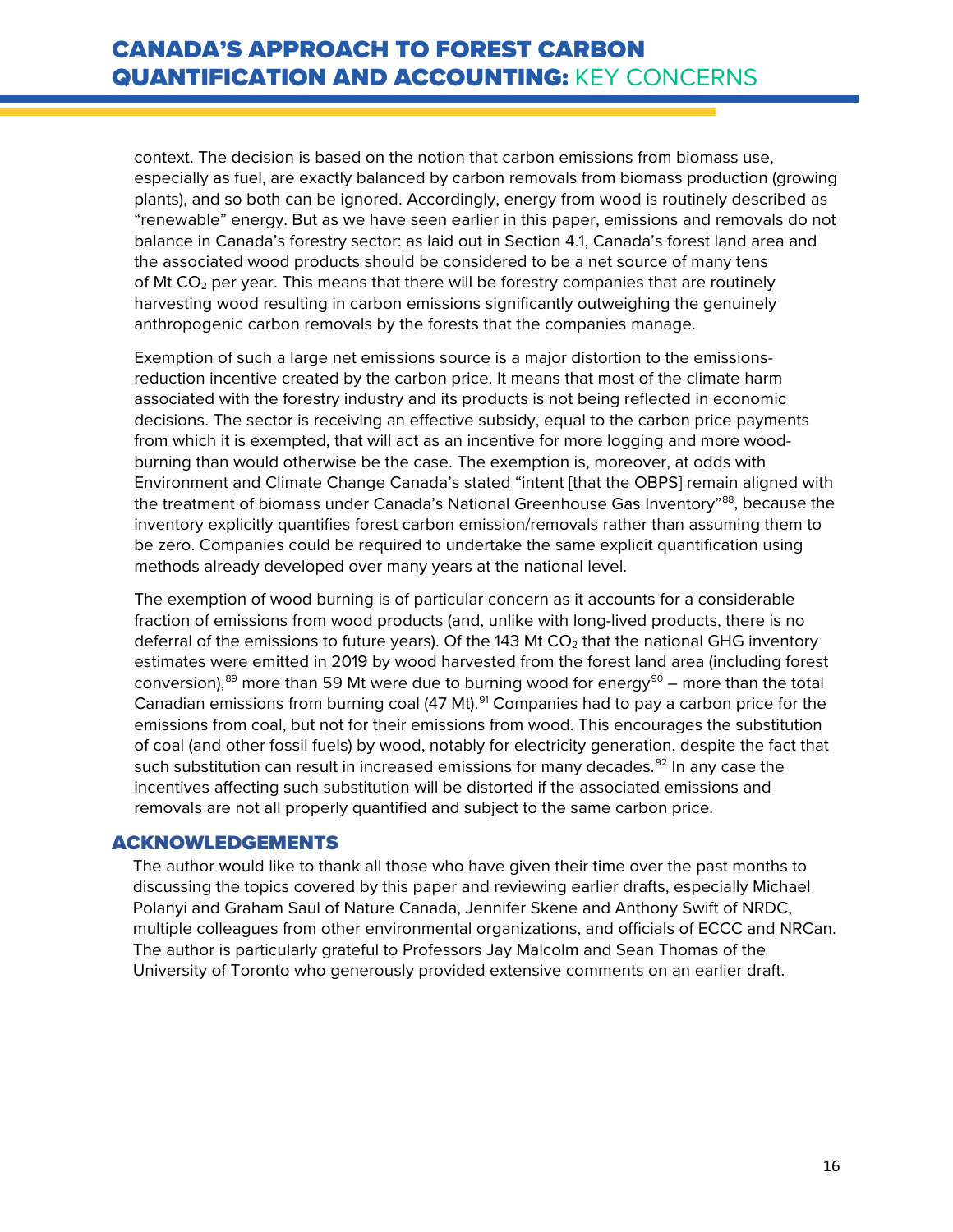context. The decision is based on the notion that carbon emissions from biomass use, especially as fuel, are exactly balanced by carbon removals from biomass production (growing plants), and so both can be ignored. Accordingly, energy from wood is routinely described as "renewable" energy. But as we have seen earlier in this paper, emissions and removals do not balance in Canada's forestry sector: as laid out in Section 4.1, Canada's forest land area and the associated wood products should be considered to be a net source of many tens of Mt $CO_2$ per year. This means that there will be forestry companies that are routinely harvesting wood resulting in carbon emissions significantly outweighing the genuinely anthropogenic carbon removals by the forests that the companies manage.

Exemption of such a large net emissions source is a major distortion to the emissions-reduction incentive created by the carbon price. It means that most of the climate harm associated with the forestry industry and its products is not being reflected in economic decisions. The sector is receiving an effective subsidy, equal to the carbon price payments from which it is exempted, that will act as an incentive for more logging and more wood-burning than would otherwise be the case. The exemption is, moreover, at odds with Environment and Climate Change Canada's stated "intent [that the OBPS] remain aligned with the treatment of biomass under Canada's National Greenhouse Gas Inventory"[88], because the inventory explicitly quantifies forest carbon emission/removals rather than assuming them to be zero. Companies could be required to undertake the same explicit quantification using methods already developed over many years at the national level.

The exemption of wood burning is of particular concern as it accounts for a considerable fraction of emissions from wood products (and, unlike with long-lived products, there is no deferral of the emissions to future years). Of the 143 Mt $CO_2$ that the national GHG inventory estimates were emitted in 2019 by wood harvested from the forest land area (including forest conversion),[89] more than 59 Mt were due to burning wood for energy[90] – more than the total Canadian emissions from burning coal (47 Mt).[91] Companies had to pay a carbon price for the emissions from coal, but not for their emissions from wood. This encourages the substitution of coal (and other fossil fuels) by wood, notably for electricity generation, despite the fact that such substitution can result in increased emissions for many decades.[92] In any case the incentives affecting such substitution will be distorted if the associated emissions and removals are not all properly quantified and subject to the same carbon price.

## ACKNOWLEDGEMENTS

The author would like to thank all those who have given their time over the past months to discussing the topics covered by this paper and reviewing earlier drafts, especially Michael Polanyi and Graham Saul of Nature Canada, Jennifer Skene and Anthony Swift of NRDC, multiple colleagues from other environmental organizations, and officials of ECCC and NRCan. The author is particularly grateful to Professors Jay Malcolm and Sean Thomas of the University of Toronto who generously provided extensive comments on an earlier draft.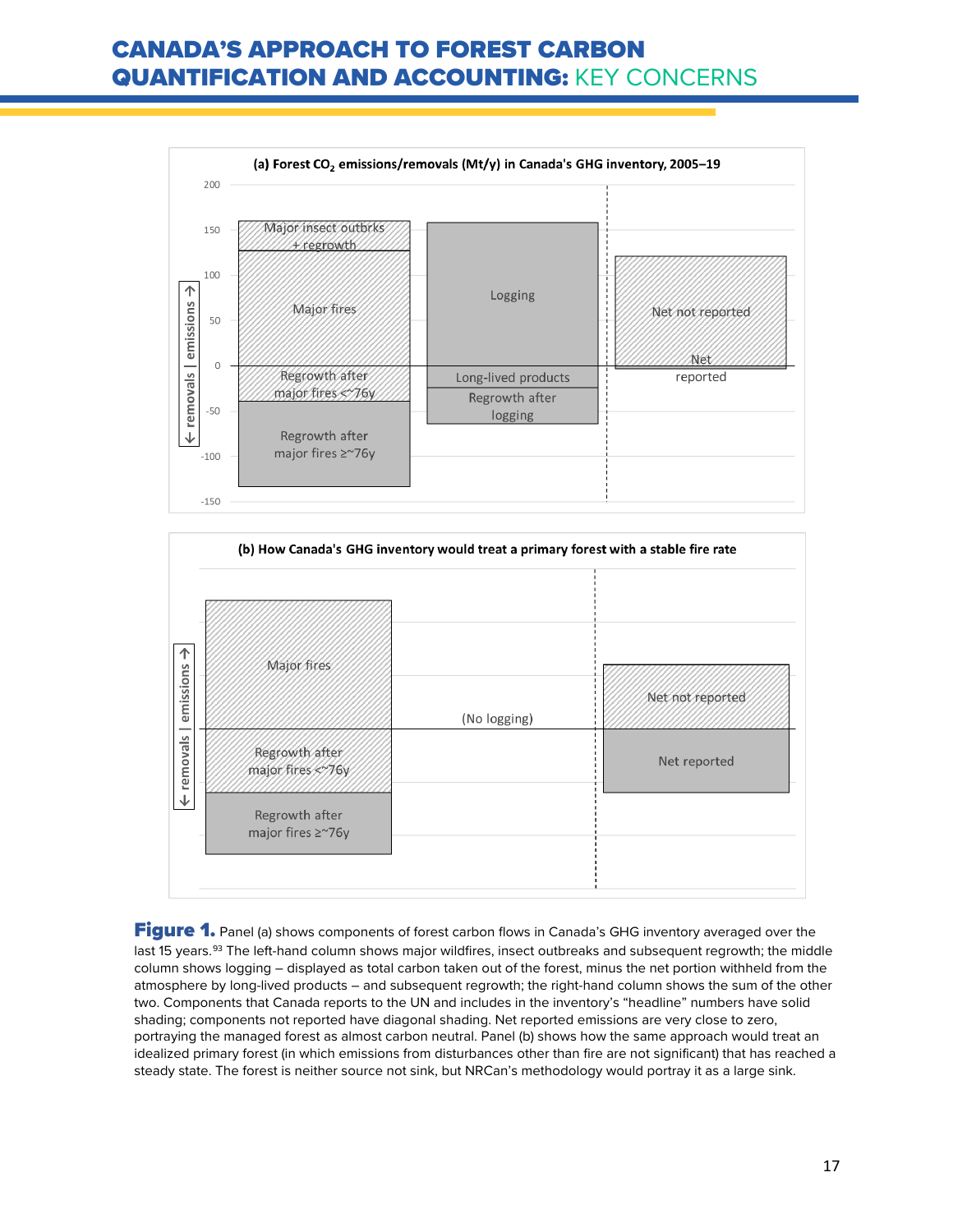**Figure 1.** Panel (a) shows components of forest carbon flows in Canada's GHG inventory averaged over the last 15 years.[93] The left-hand column shows major wildfires, insect outbreaks and subsequent regrowth; the middle column shows logging – displayed as total carbon taken out of the forest, minus the net portion withheld from the atmosphere by long-lived products – and subsequent regrowth; the right-hand column shows the sum of the other two. Components that Canada reports to the UN and includes in the inventory's "headline" numbers have solid shading; components not reported have diagonal shading. Net reported emissions are very close to zero, portraying the managed forest as almost carbon neutral. Panel (b) shows how the same approach would treat an idealized primary forest (in which emissions from disturbances other than fire are not significant) that has reached a steady state. The forest is neither source not sink, but NRCan's methodology would portray it as a large sink.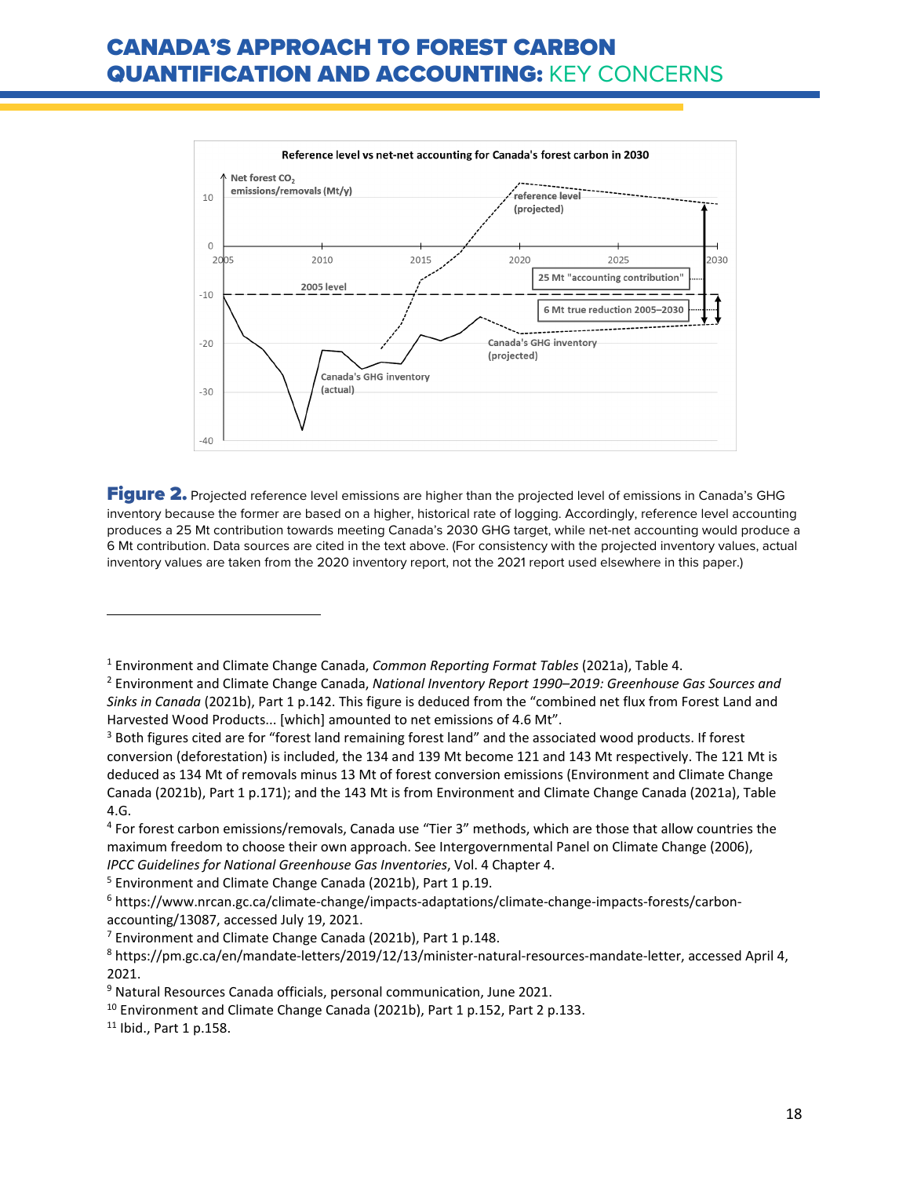Figure 2. Projected reference level emissions are higher than the projected level of emissions in Canada's GHG inventory because the former are based on a higher, historical rate of logging. Accordingly, reference level accounting produces a 25 Mt contribution towards meeting Canada's 2030 GHG target, while net-net accounting would produce a 6 Mt contribution. Data sources are cited in the text above. (For consistency with the projected inventory values, actual inventory values are taken from the 2020 inventory report, not the 2021 report used elsewhere in this paper.)

---

[1] Environment and Climate Change Canada, *Common Reporting Format Tables* (2021a), Table 4.

[2] Environment and Climate Change Canada, *National Inventory Report 1990–2019: Greenhouse Gas Sources and Sinks in Canada* (2021b), Part 1 p.142. This figure is deduced from the "combined net flux from Forest Land and Harvested Wood Products... [which] amounted to net emissions of 4.6 Mt".

[3] Both figures cited are for "forest land remaining forest land" and the associated wood products. If forest conversion (deforestation) is included, the 134 and 139 Mt become 121 and 143 Mt respectively. The 121 Mt is deduced as 134 Mt of removals minus 13 Mt of forest conversion emissions (Environment and Climate Change Canada (2021b), Part 1 p.171); and the 143 Mt is from Environment and Climate Change Canada (2021a), Table 4.G.

[4] For forest carbon emissions/removals, Canada use "Tier 3" methods, which are those that allow countries the maximum freedom to choose their own approach. See Intergovernmental Panel on Climate Change (2006), *IPCC Guidelines for National Greenhouse Gas Inventories*, Vol. 4 Chapter 4.

[5] Environment and Climate Change Canada (2021b), Part 1 p.19.

[6] https://www.nrcan.gc.ca/climate-change/impacts-adaptations/climate-change-impacts-forests/carbon-accounting/13087, accessed July 19, 2021.

[7] Environment and Climate Change Canada (2021b), Part 1 p.148.

[8] https://pm.gc.ca/en/mandate-letters/2019/12/13/minister-natural-resources-mandate-letter, accessed April 4, 2021.

[9] Natural Resources Canada officials, personal communication, June 2021.

[10] Environment and Climate Change Canada (2021b), Part 1 p.152, Part 2 p.133.

[11] Ibid., Part 1 p.158.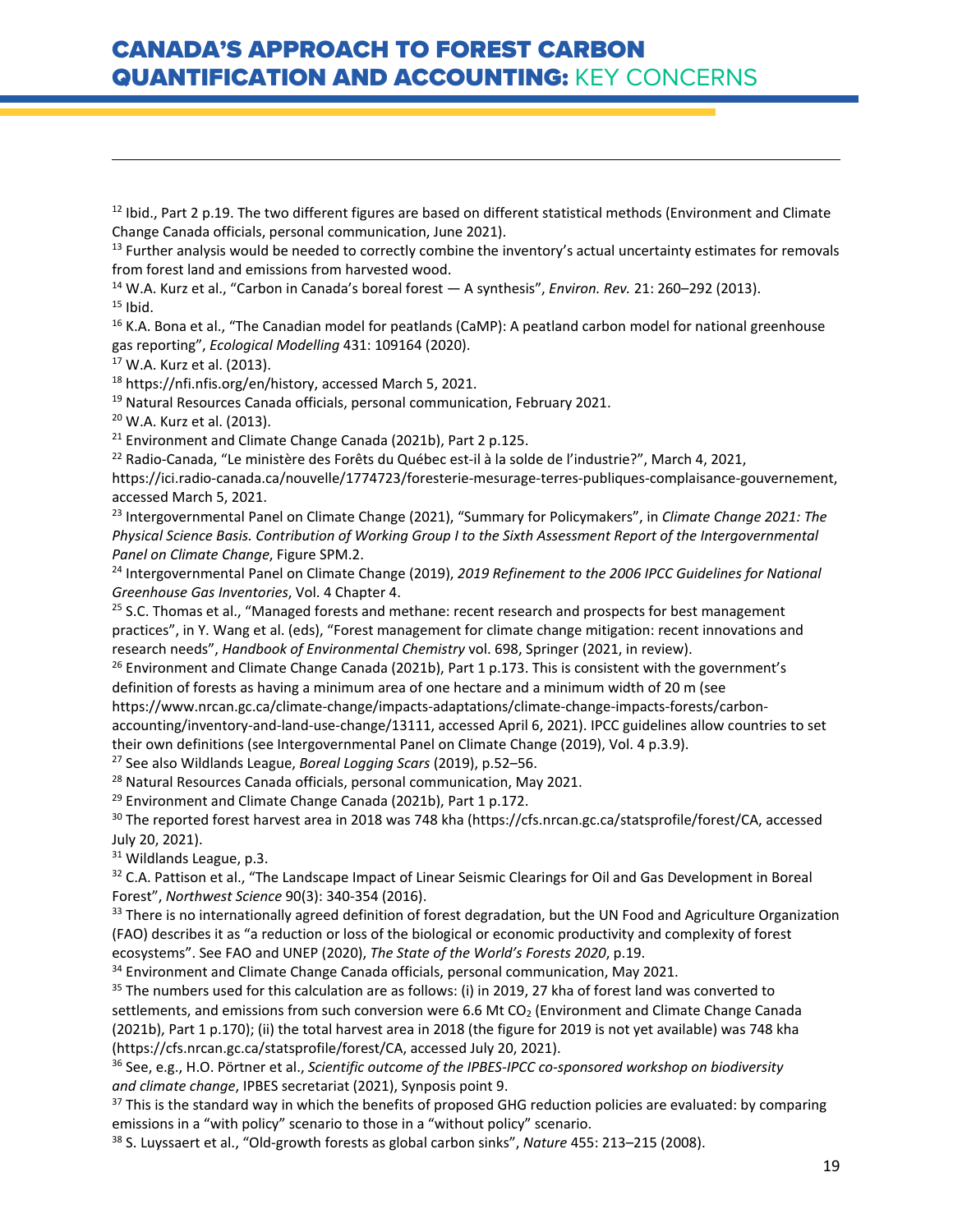[12] Ibid., Part 2 p.19. The two different figures are based on different statistical methods (Environment and Climate Change Canada officials, personal communication, June 2021).

[13] Further analysis would be needed to correctly combine the inventory's actual uncertainty estimates for removals from forest land and emissions from harvested wood.

[14] W.A. Kurz et al., "Carbon in Canada's boreal forest — A synthesis", *Environ. Rev.* 21: 260–292 (2013).

[15] Ibid.

[16] K.A. Bona et al., "The Canadian model for peatlands (CaMP): A peatland carbon model for national greenhouse gas reporting", *Ecological Modelling* 431: 109164 (2020).

[17] W.A. Kurz et al. (2013).

[18] https://nfi.nfis.org/en/history, accessed March 5, 2021.

[19] Natural Resources Canada officials, personal communication, February 2021.

[20] W.A. Kurz et al. (2013).

[21] Environment and Climate Change Canada (2021b), Part 2 p.125.

[22] Radio-Canada, "Le ministère des Forêts du Québec est-il à la solde de l'industrie?", March 4, 2021, https://ici.radio-canada.ca/nouvelle/1774723/foresterie-mesurage-terres-publiques-complaisance-gouvernement, accessed March 5, 2021.

[23] Intergovernmental Panel on Climate Change (2021), "Summary for Policymakers", in *Climate Change 2021: The Physical Science Basis. Contribution of Working Group I to the Sixth Assessment Report of the Intergovernmental Panel on Climate Change*, Figure SPM.2.

[24] Intergovernmental Panel on Climate Change (2019), *2019 Refinement to the 2006 IPCC Guidelines for National Greenhouse Gas Inventories*, Vol. 4 Chapter 4.

[25] S.C. Thomas et al., "Managed forests and methane: recent research and prospects for best management practices", in Y. Wang et al. (eds), "Forest management for climate change mitigation: recent innovations and research needs", *Handbook of Environmental Chemistry* vol. 698, Springer (2021, in review).

[26] Environment and Climate Change Canada (2021b), Part 1 p.173. This is consistent with the government's definition of forests as having a minimum area of one hectare and a minimum width of 20 m (see https://www.nrcan.gc.ca/climate-change/impacts-adaptations/climate-change-impacts-forests/carbon-accounting/inventory-and-land-use-change/13111, accessed April 6, 2021). IPCC guidelines allow countries to set their own definitions (see Intergovernmental Panel on Climate Change (2019), Vol. 4 p.3.9).

[27] See also Wildlands League, *Boreal Logging Scars* (2019), p.52–56.

[28] Natural Resources Canada officials, personal communication, May 2021.

[29] Environment and Climate Change Canada (2021b), Part 1 p.172.

[30] The reported forest harvest area in 2018 was 748 kha (https://cfs.nrcan.gc.ca/statsprofile/forest/CA, accessed July 20, 2021).

[31] Wildlands League, p.3.

[32] C.A. Pattison et al., "The Landscape Impact of Linear Seismic Clearings for Oil and Gas Development in Boreal Forest", *Northwest Science* 90(3): 340-354 (2016).

[33] There is no internationally agreed definition of forest degradation, but the UN Food and Agriculture Organization (FAO) describes it as "a reduction or loss of the biological or economic productivity and complexity of forest ecosystems". See FAO and UNEP (2020), *The State of the World's Forests 2020*, p.19.

[34] Environment and Climate Change Canada officials, personal communication, May 2021.

[35] The numbers used for this calculation are as follows: (i) in 2019, 27 kha of forest land was converted to settlements, and emissions from such conversion were 6.6 Mt $CO_2$ (Environment and Climate Change Canada (2021b), Part 1 p.170); (ii) the total harvest area in 2018 (the figure for 2019 is not yet available) was 748 kha (https://cfs.nrcan.gc.ca/statsprofile/forest/CA, accessed July 20, 2021).

[36] See, e.g., H.O. Pörtner et al., *Scientific outcome of the IPBES-IPCC co-sponsored workshop on biodiversity and climate change*, IPBES secretariat (2021), Synposis point 9.

[37] This is the standard way in which the benefits of proposed GHG reduction policies are evaluated: by comparing emissions in a "with policy" scenario to those in a "without policy" scenario.

[38] S. Luyssaert et al., "Old-growth forests as global carbon sinks", *Nature* 455: 213–215 (2008).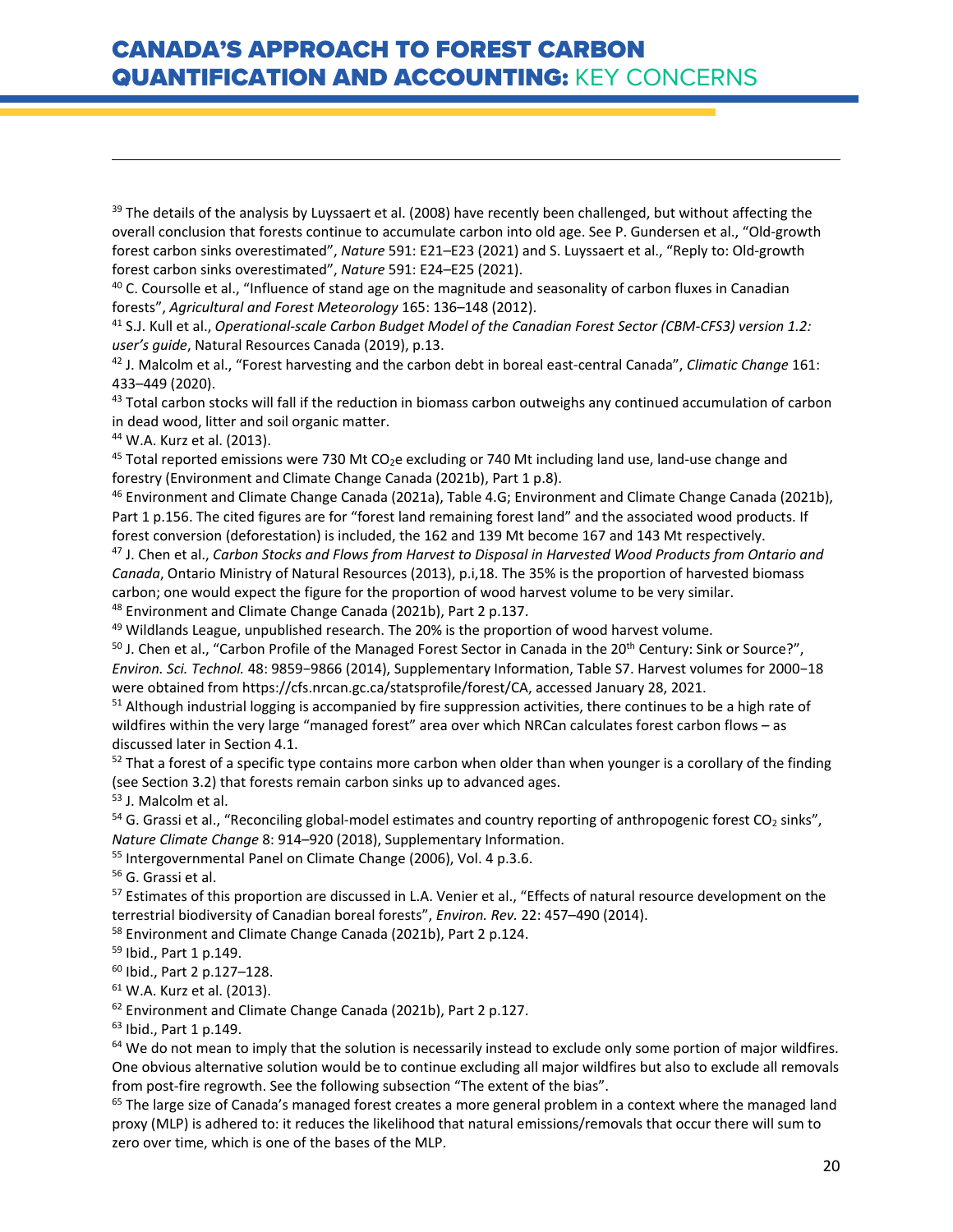[39] The details of the analysis by Luyssaert et al. (2008) have recently been challenged, but without affecting the overall conclusion that forests continue to accumulate carbon into old age. See P. Gundersen et al., "Old-growth forest carbon sinks overestimated", *Nature* 591: E21–E23 (2021) and S. Luyssaert et al., "Reply to: Old-growth forest carbon sinks overestimated", *Nature* 591: E24–E25 (2021).

[40] C. Coursolle et al., "Influence of stand age on the magnitude and seasonality of carbon fluxes in Canadian forests", *Agricultural and Forest Meteorology* 165: 136–148 (2012).

[41] S.J. Kull et al., *Operational-scale Carbon Budget Model of the Canadian Forest Sector (CBM-CFS3) version 1.2: user's guide*, Natural Resources Canada (2019), p.13.

[42] J. Malcolm et al., "Forest harvesting and the carbon debt in boreal east-central Canada", *Climatic Change* 161: 433–449 (2020).

[43] Total carbon stocks will fall if the reduction in biomass carbon outweighs any continued accumulation of carbon in dead wood, litter and soil organic matter.

[44] W.A. Kurz et al. (2013).

[45] Total reported emissions were 730 Mt $CO_2$e excluding or 740 Mt including land use, land-use change and forestry (Environment and Climate Change Canada (2021b), Part 1 p.8).

[46] Environment and Climate Change Canada (2021a), Table 4.G; Environment and Climate Change Canada (2021b), Part 1 p.156. The cited figures are for "forest land remaining forest land" and the associated wood products. If forest conversion (deforestation) is included, the 162 and 139 Mt become 167 and 143 Mt respectively.

[47] J. Chen et al., *Carbon Stocks and Flows from Harvest to Disposal in Harvested Wood Products from Ontario and Canada*, Ontario Ministry of Natural Resources (2013), p.i,18. The 35% is the proportion of harvested biomass carbon; one would expect the figure for the proportion of wood harvest volume to be very similar.

[48] Environment and Climate Change Canada (2021b), Part 2 p.137.

[49] Wildlands League, unpublished research. The 20% is the proportion of wood harvest volume.

[50] J. Chen et al., "Carbon Profile of the Managed Forest Sector in Canada in the 20th Century: Sink or Source?", *Environ. Sci. Technol.* 48: 9859−9866 (2014), Supplementary Information, Table S7. Harvest volumes for 2000−18 were obtained from https://cfs.nrcan.gc.ca/statsprofile/forest/CA, accessed January 28, 2021.

[51] Although industrial logging is accompanied by fire suppression activities, there continues to be a high rate of wildfires within the very large "managed forest" area over which NRCan calculates forest carbon flows – as discussed later in Section 4.1.

[52] That a forest of a specific type contains more carbon when older than when younger is a corollary of the finding (see Section 3.2) that forests remain carbon sinks up to advanced ages.

[53] J. Malcolm et al.

[54] G. Grassi et al., "Reconciling global-model estimates and country reporting of anthropogenic forest $CO_2$ sinks", *Nature Climate Change* 8: 914–920 (2018), Supplementary Information.

[55] Intergovernmental Panel on Climate Change (2006), Vol. 4 p.3.6.

[56] G. Grassi et al.

[57] Estimates of this proportion are discussed in L.A. Venier et al., "Effects of natural resource development on the terrestrial biodiversity of Canadian boreal forests", *Environ. Rev.* 22: 457–490 (2014).

[58] Environment and Climate Change Canada (2021b), Part 2 p.124.

[59] Ibid., Part 1 p.149.

[60] Ibid., Part 2 p.127–128.

[61] W.A. Kurz et al. (2013).

[62] Environment and Climate Change Canada (2021b), Part 2 p.127.

[63] Ibid., Part 1 p.149.

[64] We do not mean to imply that the solution is necessarily instead to exclude only some portion of major wildfires. One obvious alternative solution would be to continue excluding all major wildfires but also to exclude all removals from post-fire regrowth. See the following subsection "The extent of the bias".

[65] The large size of Canada's managed forest creates a more general problem in a context where the managed land proxy (MLP) is adhered to: it reduces the likelihood that natural emissions/removals that occur there will sum to zero over time, which is one of the bases of the MLP.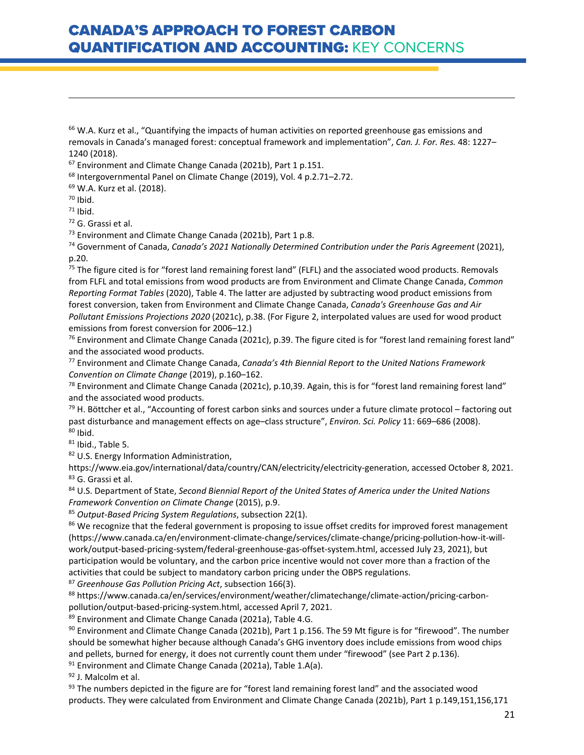[66] W.A. Kurz et al., "Quantifying the impacts of human activities on reported greenhouse gas emissions and removals in Canada's managed forest: conceptual framework and implementation", *Can. J. For. Res.* 48: 1227–1240 (2018).

[67] Environment and Climate Change Canada (2021b), Part 1 p.151.

[68] Intergovernmental Panel on Climate Change (2019), Vol. 4 p.2.71–2.72.

[69] W.A. Kurz et al. (2018).

[70] Ibid.

[71] Ibid.

[72] G. Grassi et al.

[73] Environment and Climate Change Canada (2021b), Part 1 p.8.

[74] Government of Canada, *Canada's 2021 Nationally Determined Contribution under the Paris Agreement* (2021), p.20.

[75] The figure cited is for "forest land remaining forest land" (FLFL) and the associated wood products. Removals from FLFL and total emissions from wood products are from Environment and Climate Change Canada, *Common Reporting Format Tables* (2020), Table 4. The latter are adjusted by subtracting wood product emissions from forest conversion, taken from Environment and Climate Change Canada, *Canada's Greenhouse Gas and Air Pollutant Emissions Projections 2020* (2021c), p.38. (For Figure 2, interpolated values are used for wood product emissions from forest conversion for 2006–12.)

[76] Environment and Climate Change Canada (2021c), p.39. The figure cited is for "forest land remaining forest land" and the associated wood products.

[77] Environment and Climate Change Canada, *Canada's 4th Biennial Report to the United Nations Framework Convention on Climate Change* (2019), p.160–162.

[78] Environment and Climate Change Canada (2021c), p.10,39. Again, this is for "forest land remaining forest land" and the associated wood products.

[79] H. Böttcher et al., "Accounting of forest carbon sinks and sources under a future climate protocol – factoring out past disturbance and management effects on age–class structure", *Environ. Sci. Policy* 11: 669–686 (2008).

[80] Ibid.

[81] Ibid., Table 5.

[82] U.S. Energy Information Administration, https://www.eia.gov/international/data/country/CAN/electricity/electricity-generation, accessed October 8, 2021.

[83] G. Grassi et al.

[84] U.S. Department of State, *Second Biennial Report of the United States of America under the United Nations Framework Convention on Climate Change* (2015), p.9.

[85] *Output-Based Pricing System Regulations*, subsection 22(1).

[86] We recognize that the federal government is proposing to issue offset credits for improved forest management (https://www.canada.ca/en/environment-climate-change/services/climate-change/pricing-pollution-how-it-will-work/output-based-pricing-system/federal-greenhouse-gas-offset-system.html, accessed July 23, 2021), but participation would be voluntary, and the carbon price incentive would not cover more than a fraction of the activities that could be subject to mandatory carbon pricing under the OBPS regulations.

[87] *Greenhouse Gas Pollution Pricing Act*, subsection 166(3).

[88] https://www.canada.ca/en/services/environment/weather/climatechange/climate-action/pricing-carbon-pollution/output-based-pricing-system.html, accessed April 7, 2021.

[89] Environment and Climate Change Canada (2021a), Table 4.G.

[90] Environment and Climate Change Canada (2021b), Part 1 p.156. The 59 Mt figure is for "firewood". The number should be somewhat higher because although Canada's GHG inventory does include emissions from wood chips and pellets, burned for energy, it does not currently count them under "firewood" (see Part 2 p.136).

[91] Environment and Climate Change Canada (2021a), Table 1.A(a).

[92] J. Malcolm et al.

[93] The numbers depicted in the figure are for "forest land remaining forest land" and the associated wood products. They were calculated from Environment and Climate Change Canada (2021b), Part 1 p.149,151,156,171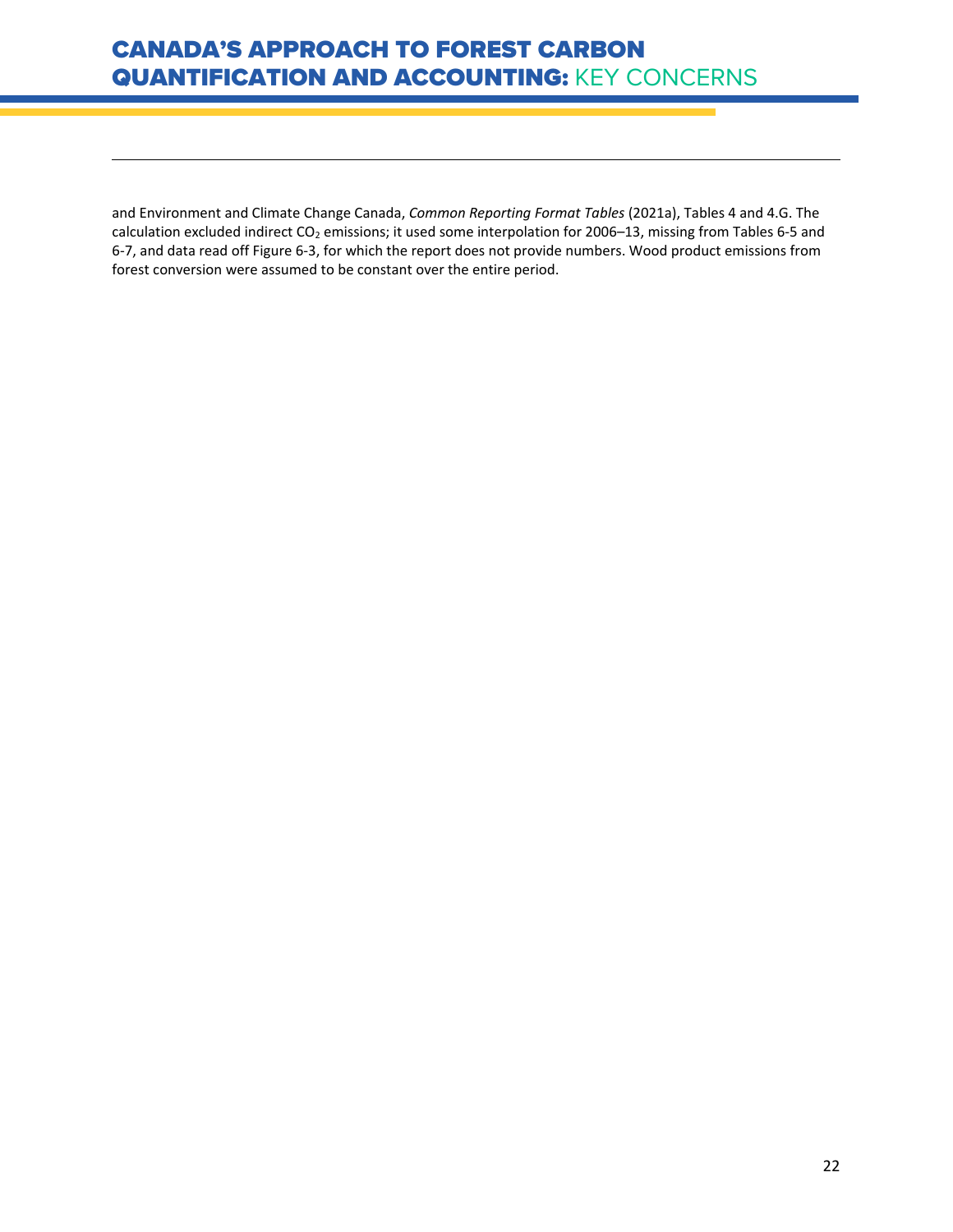and Environment and Climate Change Canada, *Common Reporting Format Tables* (2021a), Tables 4 and 4.G. The calculation excluded indirect $CO_2$ emissions; it used some interpolation for 2006–13, missing from Tables 6-5 and 6-7, and data read off Figure 6-3, for which the report does not provide numbers. Wood product emissions from forest conversion were assumed to be constant over the entire period.